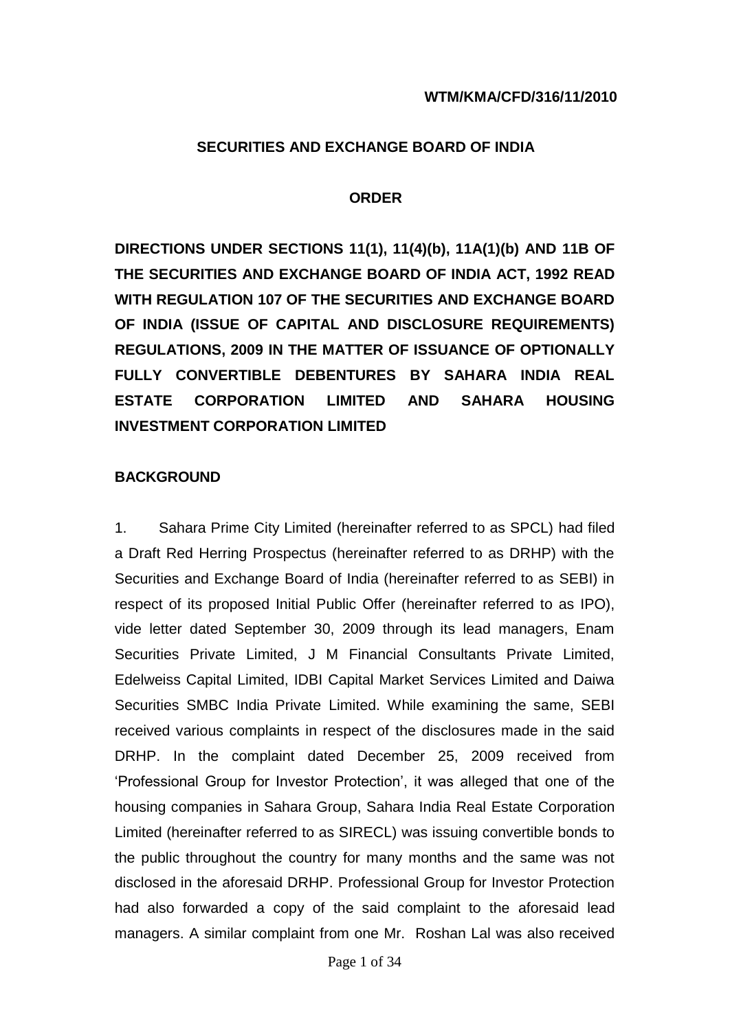**WTM/KMA/CFD/316/11/2010**

# SECURITIES AND EXCHANGE BOARD OF INDIA

## ORDER

**DIRECTIONS UNDER SECTIONS 11(1), 11(4)(b), 11A(1)(b) AND 11B OF THE SECURITIES AND EXCHANGE BOARD OF INDIA ACT, 1992 READ WITH REGULATION 107 OF THE SECURITIES AND EXCHANGE BOARD OF INDIA (ISSUE OF CAPITAL AND DISCLOSURE REQUIREMENTS) REGULATIONS, 2009 IN THE MATTER OF ISSUANCE OF OPTIONALLY FULLY CONVERTIBLE DEBENTURES BY SAHARA INDIA REAL ESTATE CORPORATION LIMITED AND SAHARA HOUSING INVESTMENT CORPORATION LIMITED**

### BACKGROUND

1. Sahara Prime City Limited (hereinafter referred to as SPCL) had filed a Draft Red Herring Prospectus (hereinafter referred to as DRHP) with the Securities and Exchange Board of India (hereinafter referred to as SEBI) in respect of its proposed Initial Public Offer (hereinafter referred to as IPO), vide letter dated September 30, 2009 through its lead managers, Enam Securities Private Limited, J M Financial Consultants Private Limited, Edelweiss Capital Limited, IDBI Capital Market Services Limited and Daiwa Securities SMBC India Private Limited. While examining the same, SEBI received various complaints in respect of the disclosures made in the said DRHP. In the complaint dated December 25, 2009 received from 'Professional Group for Investor Protection', it was alleged that one of the housing companies in Sahara Group, Sahara India Real Estate Corporation Limited (hereinafter referred to as SIRECL) was issuing convertible bonds to the public throughout the country for many months and the same was not disclosed in the aforesaid DRHP. Professional Group for Investor Protection had also forwarded a copy of the said complaint to the aforesaid lead managers. A similar complaint from one Mr. Roshan Lal was also received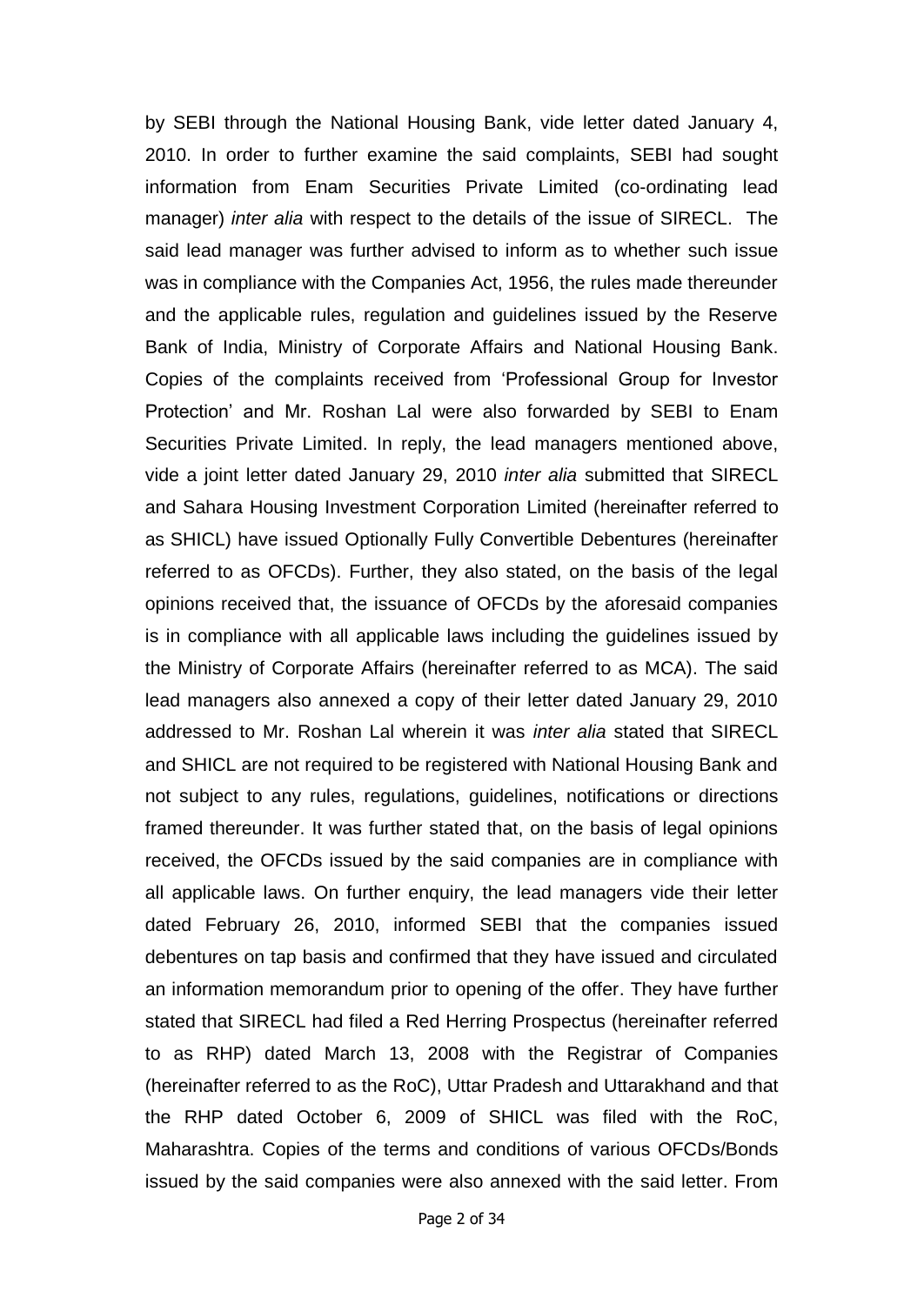by SEBI through the National Housing Bank, vide letter dated January 4, 2010. In order to further examine the said complaints, SEBI had sought information from Enam Securities Private Limited (co-ordinating lead manager) *inter alia* with respect to the details of the issue of SIRECL. The said lead manager was further advised to inform as to whether such issue was in compliance with the Companies Act, 1956, the rules made thereunder and the applicable rules, regulation and guidelines issued by the Reserve Bank of India, Ministry of Corporate Affairs and National Housing Bank. Copies of the complaints received from 'Professional Group for Investor Protection' and Mr. Roshan Lal were also forwarded by SEBI to Enam Securities Private Limited. In reply, the lead managers mentioned above, vide a joint letter dated January 29, 2010 *inter alia* submitted that SIRECL and Sahara Housing Investment Corporation Limited (hereinafter referred to as SHICL) have issued Optionally Fully Convertible Debentures (hereinafter referred to as OFCDs). Further, they also stated, on the basis of the legal opinions received that, the issuance of OFCDs by the aforesaid companies is in compliance with all applicable laws including the guidelines issued by the Ministry of Corporate Affairs (hereinafter referred to as MCA). The said lead managers also annexed a copy of their letter dated January 29, 2010 addressed to Mr. Roshan Lal wherein it was *inter alia* stated that SIRECL and SHICL are not required to be registered with National Housing Bank and not subject to any rules, regulations, guidelines, notifications or directions framed thereunder. It was further stated that, on the basis of legal opinions received, the OFCDs issued by the said companies are in compliance with all applicable laws. On further enquiry, the lead managers vide their letter dated February 26, 2010, informed SEBI that the companies issued debentures on tap basis and confirmed that they have issued and circulated an information memorandum prior to opening of the offer. They have further stated that SIRECL had filed a Red Herring Prospectus (hereinafter referred to as RHP) dated March 13, 2008 with the Registrar of Companies (hereinafter referred to as the RoC), Uttar Pradesh and Uttarakhand and that the RHP dated October 6, 2009 of SHICL was filed with the RoC, Maharashtra. Copies of the terms and conditions of various OFCDs/Bonds issued by the said companies were also annexed with the said letter. From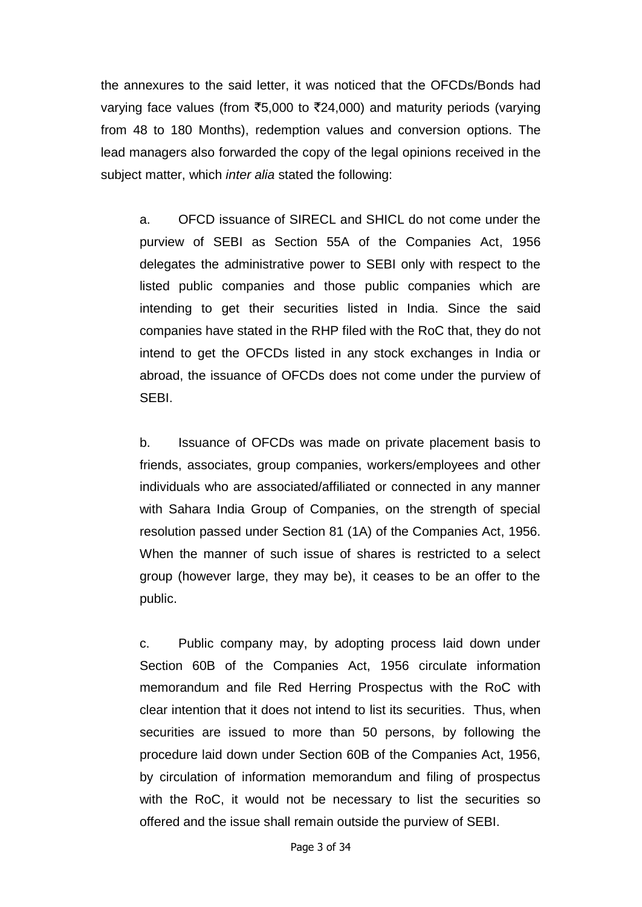the annexures to the said letter, it was noticed that the OFCDs/Bonds had varying face values (from ₹5,000 to ₹24,000) and maturity periods (varying from 48 to 180 Months), redemption values and conversion options. The lead managers also forwarded the copy of the legal opinions received in the subject matter, which *inter alia* stated the following:

a. OFCD issuance of SIRECL and SHICL do not come under the purview of SEBI as Section 55A of the Companies Act, 1956 delegates the administrative power to SEBI only with respect to the listed public companies and those public companies which are intending to get their securities listed in India. Since the said companies have stated in the RHP filed with the RoC that, they do not intend to get the OFCDs listed in any stock exchanges in India or abroad, the issuance of OFCDs does not come under the purview of SEBI.

b. Issuance of OFCDs was made on private placement basis to friends, associates, group companies, workers/employees and other individuals who are associated/affiliated or connected in any manner with Sahara India Group of Companies, on the strength of special resolution passed under Section 81 (1A) of the Companies Act, 1956. When the manner of such issue of shares is restricted to a select group (however large, they may be), it ceases to be an offer to the public.

c. Public company may, by adopting process laid down under Section 60B of the Companies Act, 1956 circulate information memorandum and file Red Herring Prospectus with the RoC with clear intention that it does not intend to list its securities. Thus, when securities are issued to more than 50 persons, by following the procedure laid down under Section 60B of the Companies Act, 1956, by circulation of information memorandum and filing of prospectus with the RoC, it would not be necessary to list the securities so offered and the issue shall remain outside the purview of SEBI.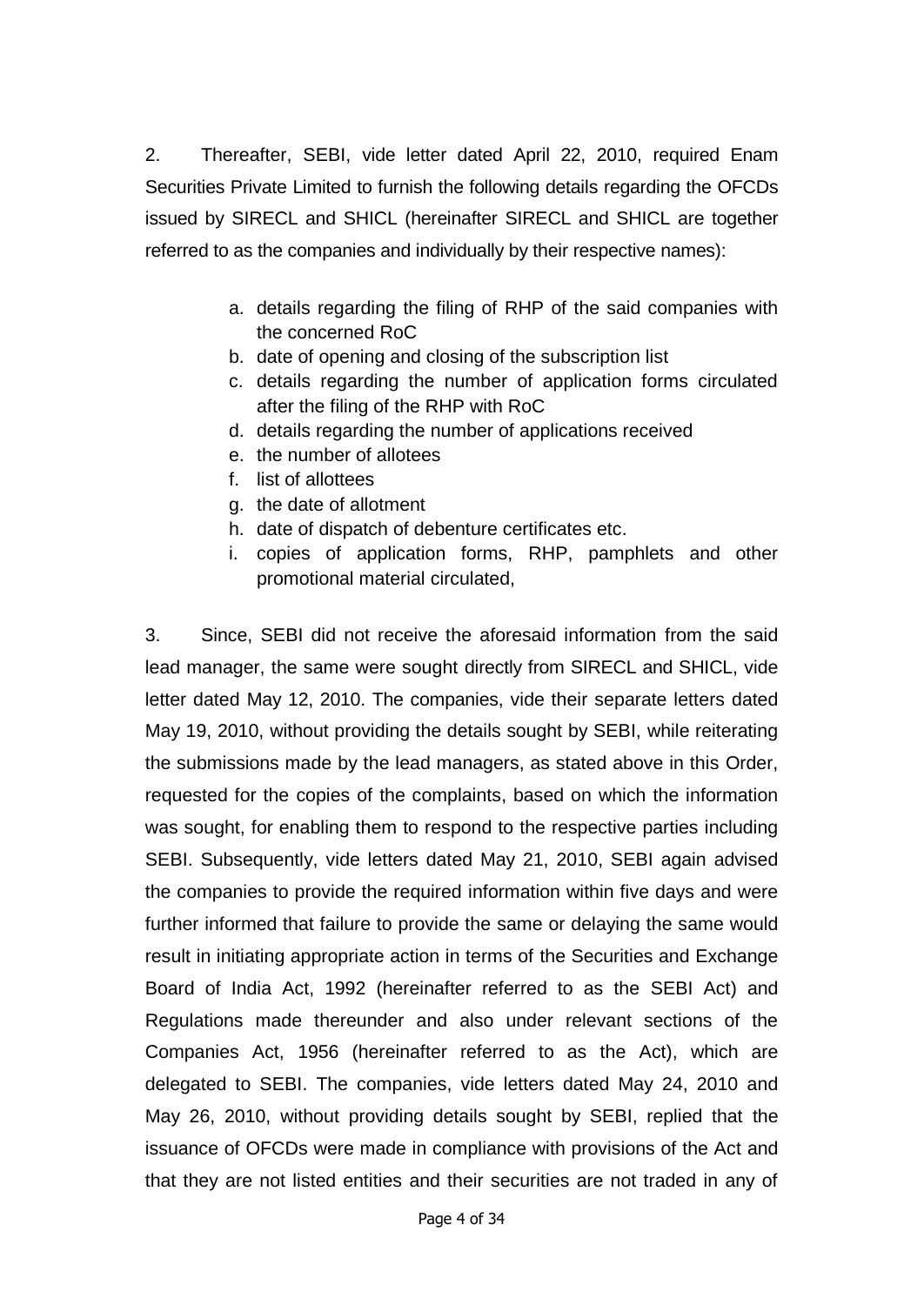2. Thereafter, SEBI, vide letter dated April 22, 2010, required Enam Securities Private Limited to furnish the following details regarding the OFCDs issued by SIRECL and SHICL (hereinafter SIRECL and SHICL are together referred to as the companies and individually by their respective names):

a. details regarding the filing of RHP of the said companies with the concerned RoC
b. date of opening and closing of the subscription list
c. details regarding the number of application forms circulated after the filing of the RHP with RoC
d. details regarding the number of applications received
e. the number of allotees
f. list of allottees
g. the date of allotment
h. date of dispatch of debenture certificates etc.
i. copies of application forms, RHP, pamphlets and other promotional material circulated,

3. Since, SEBI did not receive the aforesaid information from the said lead manager, the same were sought directly from SIRECL and SHICL, vide letter dated May 12, 2010. The companies, vide their separate letters dated May 19, 2010, without providing the details sought by SEBI, while reiterating the submissions made by the lead managers, as stated above in this Order, requested for the copies of the complaints, based on which the information was sought, for enabling them to respond to the respective parties including SEBI. Subsequently, vide letters dated May 21, 2010, SEBI again advised the companies to provide the required information within five days and were further informed that failure to provide the same or delaying the same would result in initiating appropriate action in terms of the Securities and Exchange Board of India Act, 1992 (hereinafter referred to as the SEBI Act) and Regulations made thereunder and also under relevant sections of the Companies Act, 1956 (hereinafter referred to as the Act), which are delegated to SEBI. The companies, vide letters dated May 24, 2010 and May 26, 2010, without providing details sought by SEBI, replied that the issuance of OFCDs were made in compliance with provisions of the Act and that they are not listed entities and their securities are not traded in any of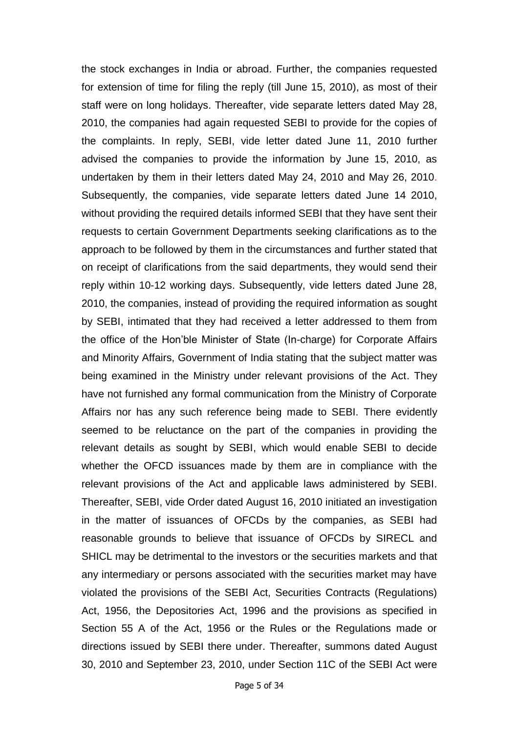the stock exchanges in India or abroad. Further, the companies requested for extension of time for filing the reply (till June 15, 2010), as most of their staff were on long holidays. Thereafter, vide separate letters dated May 28, 2010, the companies had again requested SEBI to provide for the copies of the complaints. In reply, SEBI, vide letter dated June 11, 2010 further advised the companies to provide the information by June 15, 2010, as undertaken by them in their letters dated May 24, 2010 and May 26, 2010. Subsequently, the companies, vide separate letters dated June 14 2010, without providing the required details informed SEBI that they have sent their requests to certain Government Departments seeking clarifications as to the approach to be followed by them in the circumstances and further stated that on receipt of clarifications from the said departments, they would send their reply within 10-12 working days. Subsequently, vide letters dated June 28, 2010, the companies, instead of providing the required information as sought by SEBI, intimated that they had received a letter addressed to them from the office of the Hon'ble Minister of State (In-charge) for Corporate Affairs and Minority Affairs, Government of India stating that the subject matter was being examined in the Ministry under relevant provisions of the Act. They have not furnished any formal communication from the Ministry of Corporate Affairs nor has any such reference being made to SEBI. There evidently seemed to be reluctance on the part of the companies in providing the relevant details as sought by SEBI, which would enable SEBI to decide whether the OFCD issuances made by them are in compliance with the relevant provisions of the Act and applicable laws administered by SEBI. Thereafter, SEBI, vide Order dated August 16, 2010 initiated an investigation in the matter of issuances of OFCDs by the companies, as SEBI had reasonable grounds to believe that issuance of OFCDs by SIRECL and SHICL may be detrimental to the investors or the securities markets and that any intermediary or persons associated with the securities market may have violated the provisions of the SEBI Act, Securities Contracts (Regulations) Act, 1956, the Depositories Act, 1996 and the provisions as specified in Section 55 A of the Act, 1956 or the Rules or the Regulations made or directions issued by SEBI there under. Thereafter, summons dated August 30, 2010 and September 23, 2010, under Section 11C of the SEBI Act were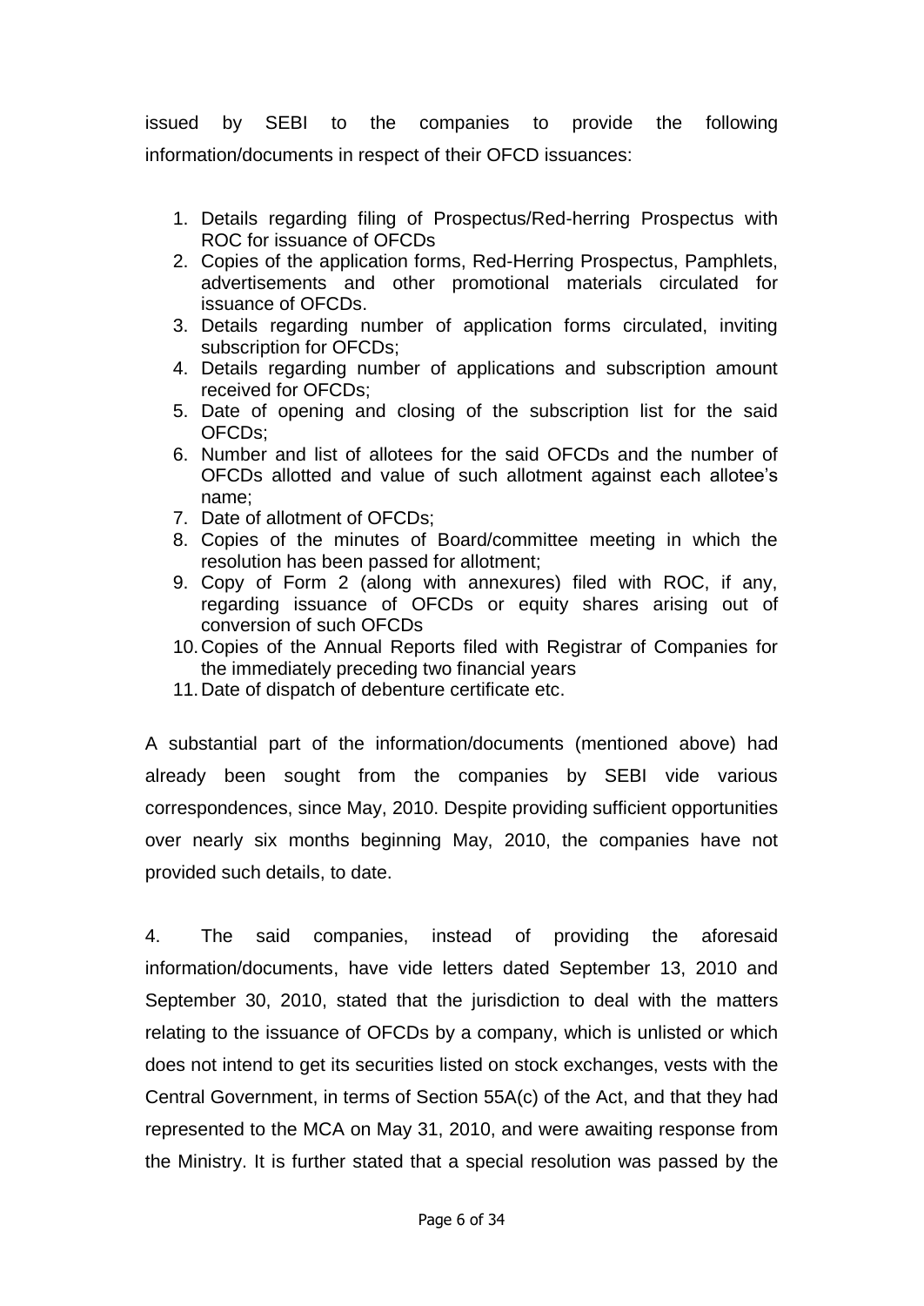issued by SEBI to the companies to provide the following information/documents in respect of their OFCD issuances:

1. Details regarding filing of Prospectus/Red-herring Prospectus with ROC for issuance of OFCDs
2. Copies of the application forms, Red-Herring Prospectus, Pamphlets, advertisements and other promotional materials circulated for issuance of OFCDs.
3. Details regarding number of application forms circulated, inviting subscription for OFCDs;
4. Details regarding number of applications and subscription amount received for OFCDs;
5. Date of opening and closing of the subscription list for the said OFCDs;
6. Number and list of allotees for the said OFCDs and the number of OFCDs allotted and value of such allotment against each allotee's name;
7. Date of allotment of OFCDs;
8. Copies of the minutes of Board/committee meeting in which the resolution has been passed for allotment;
9. Copy of Form 2 (along with annexures) filed with ROC, if any, regarding issuance of OFCDs or equity shares arising out of conversion of such OFCDs
10. Copies of the Annual Reports filed with Registrar of Companies for the immediately preceding two financial years
11. Date of dispatch of debenture certificate etc.

A substantial part of the information/documents (mentioned above) had already been sought from the companies by SEBI vide various correspondences, since May, 2010. Despite providing sufficient opportunities over nearly six months beginning May, 2010, the companies have not provided such details, to date.

4. The said companies, instead of providing the aforesaid information/documents, have vide letters dated September 13, 2010 and September 30, 2010, stated that the jurisdiction to deal with the matters relating to the issuance of OFCDs by a company, which is unlisted or which does not intend to get its securities listed on stock exchanges, vests with the Central Government, in terms of Section 55A(c) of the Act, and that they had represented to the MCA on May 31, 2010, and were awaiting response from the Ministry. It is further stated that a special resolution was passed by the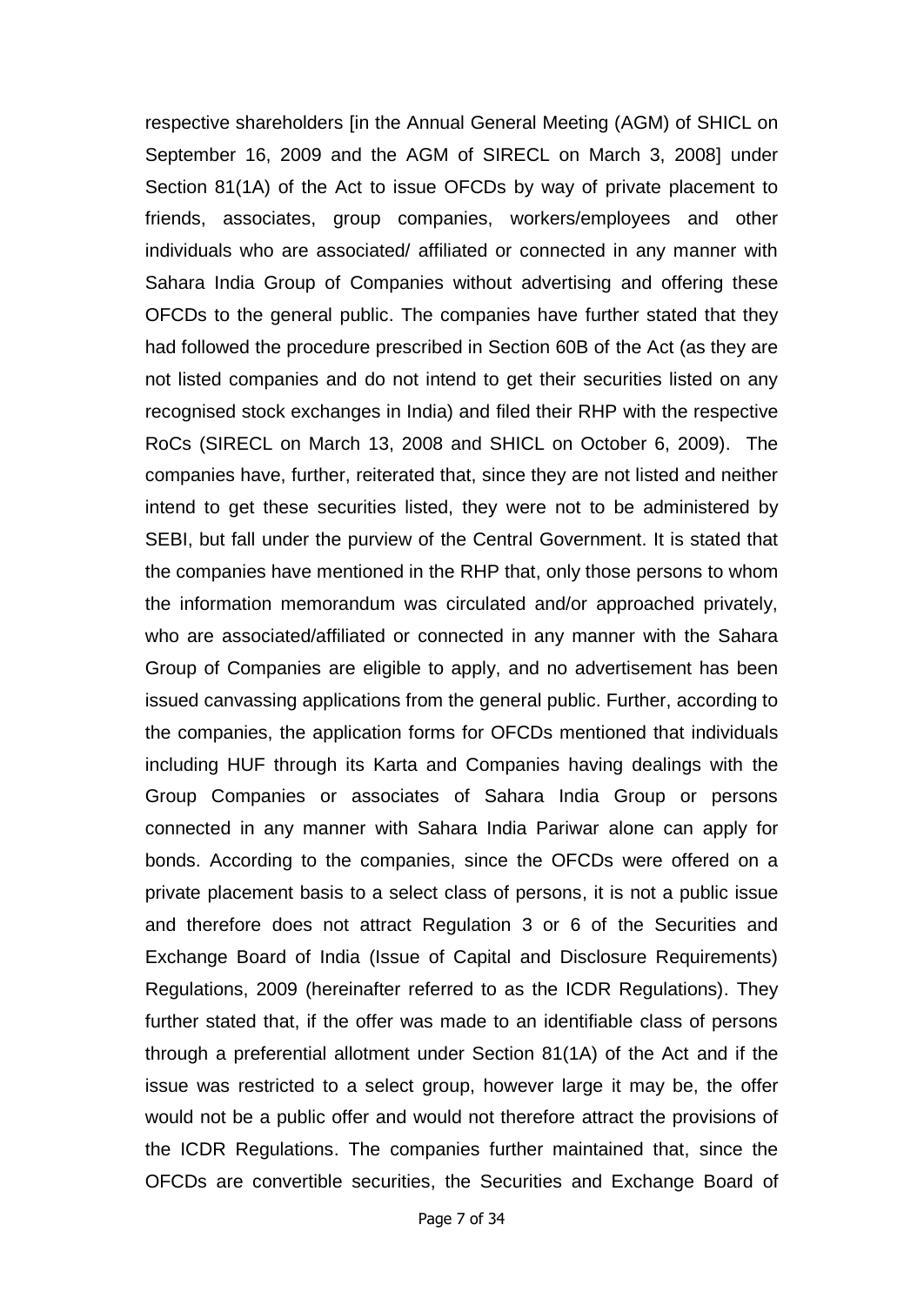respective shareholders [in the Annual General Meeting (AGM) of SHICL on September 16, 2009 and the AGM of SIRECL on March 3, 2008] under Section 81(1A) of the Act to issue OFCDs by way of private placement to friends, associates, group companies, workers/employees and other individuals who are associated/ affiliated or connected in any manner with Sahara India Group of Companies without advertising and offering these OFCDs to the general public. The companies have further stated that they had followed the procedure prescribed in Section 60B of the Act (as they are not listed companies and do not intend to get their securities listed on any recognised stock exchanges in India) and filed their RHP with the respective RoCs (SIRECL on March 13, 2008 and SHICL on October 6, 2009). The companies have, further, reiterated that, since they are not listed and neither intend to get these securities listed, they were not to be administered by SEBI, but fall under the purview of the Central Government. It is stated that the companies have mentioned in the RHP that, only those persons to whom the information memorandum was circulated and/or approached privately, who are associated/affiliated or connected in any manner with the Sahara Group of Companies are eligible to apply, and no advertisement has been issued canvassing applications from the general public. Further, according to the companies, the application forms for OFCDs mentioned that individuals including HUF through its Karta and Companies having dealings with the Group Companies or associates of Sahara India Group or persons connected in any manner with Sahara India Pariwar alone can apply for bonds. According to the companies, since the OFCDs were offered on a private placement basis to a select class of persons, it is not a public issue and therefore does not attract Regulation 3 or 6 of the Securities and Exchange Board of India (Issue of Capital and Disclosure Requirements) Regulations, 2009 (hereinafter referred to as the ICDR Regulations). They further stated that, if the offer was made to an identifiable class of persons through a preferential allotment under Section 81(1A) of the Act and if the issue was restricted to a select group, however large it may be, the offer would not be a public offer and would not therefore attract the provisions of the ICDR Regulations. The companies further maintained that, since the OFCDs are convertible securities, the Securities and Exchange Board of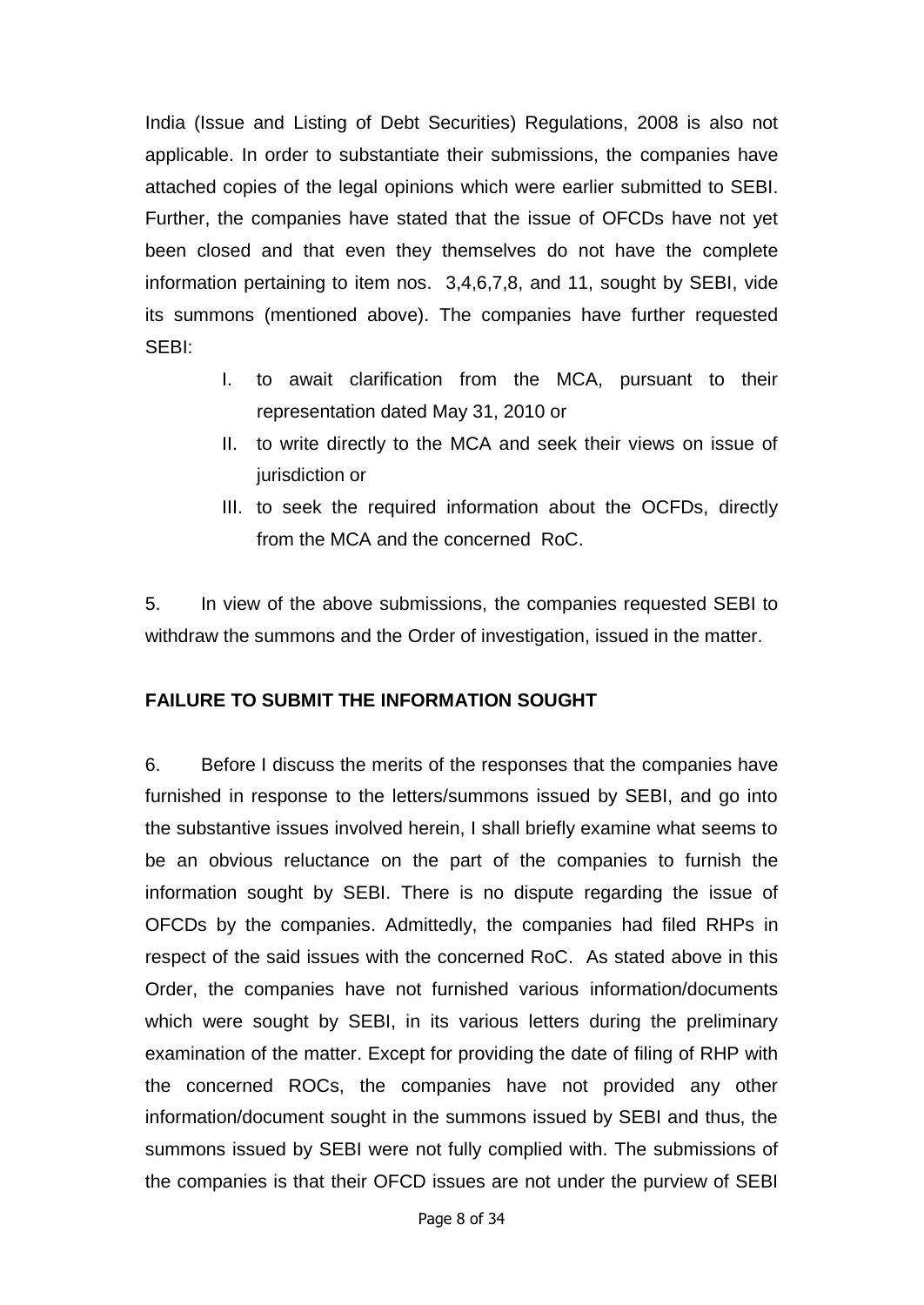India (Issue and Listing of Debt Securities) Regulations, 2008 is also not applicable. In order to substantiate their submissions, the companies have attached copies of the legal opinions which were earlier submitted to SEBI. Further, the companies have stated that the issue of OFCDs have not yet been closed and that even they themselves do not have the complete information pertaining to item nos. 3,4,6,7,8, and 11, sought by SEBI, vide its summons (mentioned above). The companies have further requested SEBI:

I. to await clarification from the MCA, pursuant to their representation dated May 31, 2010 or
II. to write directly to the MCA and seek their views on issue of jurisdiction or
III. to seek the required information about the OCFDs, directly from the MCA and the concerned RoC.

5. In view of the above submissions, the companies requested SEBI to withdraw the summons and the Order of investigation, issued in the matter.

**FAILURE TO SUBMIT THE INFORMATION SOUGHT**

6. Before I discuss the merits of the responses that the companies have furnished in response to the letters/summons issued by SEBI, and go into the substantive issues involved herein, I shall briefly examine what seems to be an obvious reluctance on the part of the companies to furnish the information sought by SEBI. There is no dispute regarding the issue of OFCDs by the companies. Admittedly, the companies had filed RHPs in respect of the said issues with the concerned RoC. As stated above in this Order, the companies have not furnished various information/documents which were sought by SEBI, in its various letters during the preliminary examination of the matter. Except for providing the date of filing of RHP with the concerned ROCs, the companies have not provided any other information/document sought in the summons issued by SEBI and thus, the summons issued by SEBI were not fully complied with. The submissions of the companies is that their OFCD issues are not under the purview of SEBI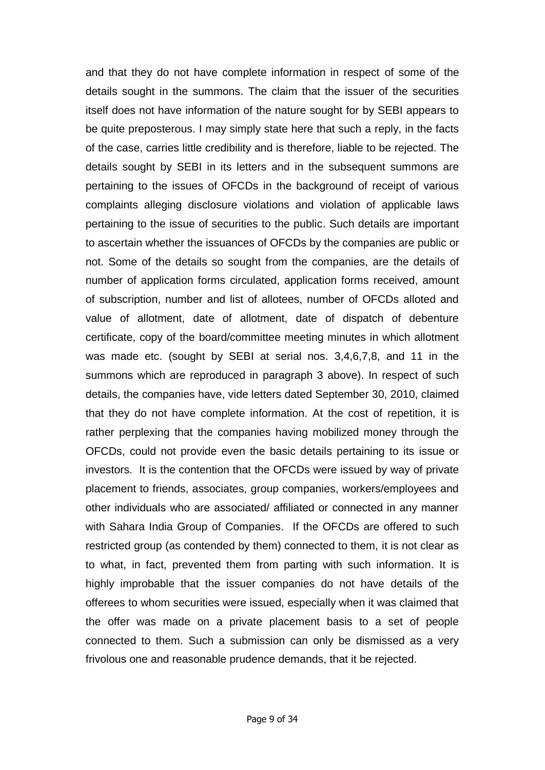and that they do not have complete information in respect of some of the details sought in the summons. The claim that the issuer of the securities itself does not have information of the nature sought for by SEBI appears to be quite preposterous. I may simply state here that such a reply, in the facts of the case, carries little credibility and is therefore, liable to be rejected. The details sought by SEBI in its letters and in the subsequent summons are pertaining to the issues of OFCDs in the background of receipt of various complaints alleging disclosure violations and violation of applicable laws pertaining to the issue of securities to the public. Such details are important to ascertain whether the issuances of OFCDs by the companies are public or not. Some of the details so sought from the companies, are the details of number of application forms circulated, application forms received, amount of subscription, number and list of allotees, number of OFCDs alloted and value of allotment, date of allotment, date of dispatch of debenture certificate, copy of the board/committee meeting minutes in which allotment was made etc. (sought by SEBI at serial nos. 3,4,6,7,8, and 11 in the summons which are reproduced in paragraph 3 above). In respect of such details, the companies have, vide letters dated September 30, 2010, claimed that they do not have complete information. At the cost of repetition, it is rather perplexing that the companies having mobilized money through the OFCDs, could not provide even the basic details pertaining to its issue or investors. It is the contention that the OFCDs were issued by way of private placement to friends, associates, group companies, workers/employees and other individuals who are associated/ affiliated or connected in any manner with Sahara India Group of Companies. If the OFCDs are offered to such restricted group (as contended by them) connected to them, it is not clear as to what, in fact, prevented them from parting with such information. It is highly improbable that the issuer companies do not have details of the offerees to whom securities were issued, especially when it was claimed that the offer was made on a private placement basis to a set of people connected to them. Such a submission can only be dismissed as a very frivolous one and reasonable prudence demands, that it be rejected.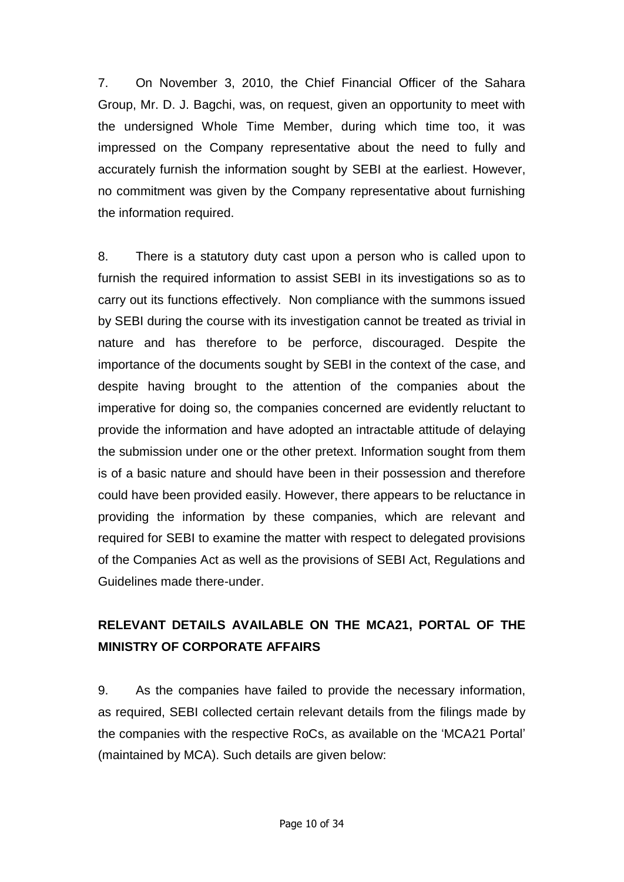7. On November 3, 2010, the Chief Financial Officer of the Sahara Group, Mr. D. J. Bagchi, was, on request, given an opportunity to meet with the undersigned Whole Time Member, during which time too, it was impressed on the Company representative about the need to fully and accurately furnish the information sought by SEBI at the earliest. However, no commitment was given by the Company representative about furnishing the information required.

8. There is a statutory duty cast upon a person who is called upon to furnish the required information to assist SEBI in its investigations so as to carry out its functions effectively. Non compliance with the summons issued by SEBI during the course with its investigation cannot be treated as trivial in nature and has therefore to be perforce, discouraged. Despite the importance of the documents sought by SEBI in the context of the case, and despite having brought to the attention of the companies about the imperative for doing so, the companies concerned are evidently reluctant to provide the information and have adopted an intractable attitude of delaying the submission under one or the other pretext. Information sought from them is of a basic nature and should have been in their possession and therefore could have been provided easily. However, there appears to be reluctance in providing the information by these companies, which are relevant and required for SEBI to examine the matter with respect to delegated provisions of the Companies Act as well as the provisions of SEBI Act, Regulations and Guidelines made there-under.

## RELEVANT DETAILS AVAILABLE ON THE MCA21, PORTAL OF THE MINISTRY OF CORPORATE AFFAIRS

9. As the companies have failed to provide the necessary information, as required, SEBI collected certain relevant details from the filings made by the companies with the respective RoCs, as available on the 'MCA21 Portal' (maintained by MCA). Such details are given below: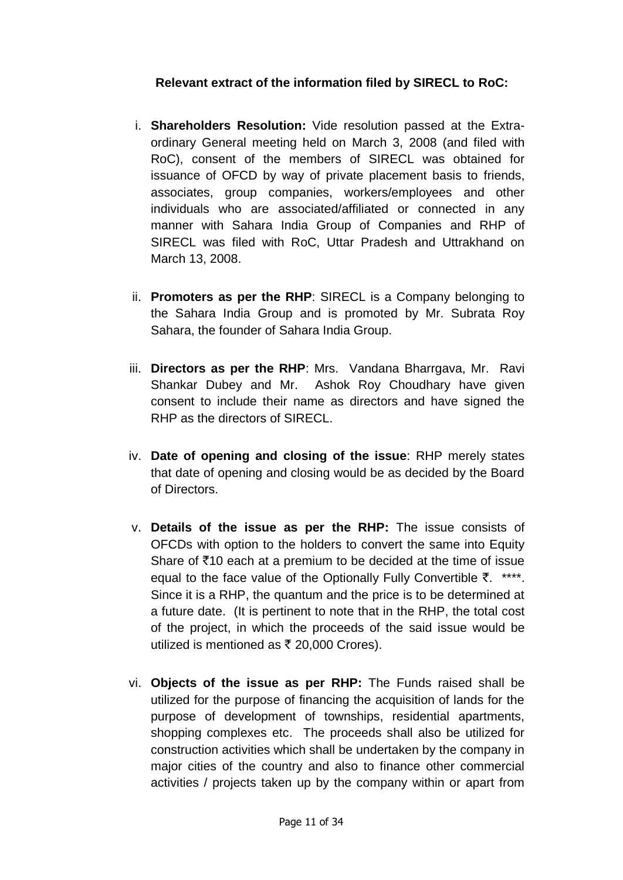**Relevant extract of the information filed by SIRECL to RoC:**

i. **Shareholders Resolution:** Vide resolution passed at the Extra-ordinary General meeting held on March 3, 2008 (and filed with RoC), consent of the members of SIRECL was obtained for issuance of OFCD by way of private placement basis to friends, associates, group companies, workers/employees and other individuals who are associated/affiliated or connected in any manner with Sahara India Group of Companies and RHP of SIRECL was filed with RoC, Uttar Pradesh and Uttrakhand on March 13, 2008.

ii. **Promoters as per the RHP**: SIRECL is a Company belonging to the Sahara India Group and is promoted by Mr. Subrata Roy Sahara, the founder of Sahara India Group.

iii. **Directors as per the RHP**: Mrs. Vandana Bharrgava, Mr. Ravi Shankar Dubey and Mr. Ashok Roy Choudhary have given consent to include their name as directors and have signed the RHP as the directors of SIRECL.

iv. **Date of opening and closing of the issue**: RHP merely states that date of opening and closing would be as decided by the Board of Directors.

v. **Details of the issue as per the RHP:** The issue consists of OFCDs with option to the holders to convert the same into Equity Share of ₹10 each at a premium to be decided at the time of issue equal to the face value of the Optionally Fully Convertible ₹. ****. Since it is a RHP, the quantum and the price is to be determined at a future date. (It is pertinent to note that in the RHP, the total cost of the project, in which the proceeds of the said issue would be utilized is mentioned as ₹ 20,000 Crores).

vi. **Objects of the issue as per RHP:** The Funds raised shall be utilized for the purpose of financing the acquisition of lands for the purpose of development of townships, residential apartments, shopping complexes etc. The proceeds shall also be utilized for construction activities which shall be undertaken by the company in major cities of the country and also to finance other commercial activities / projects taken up by the company within or apart from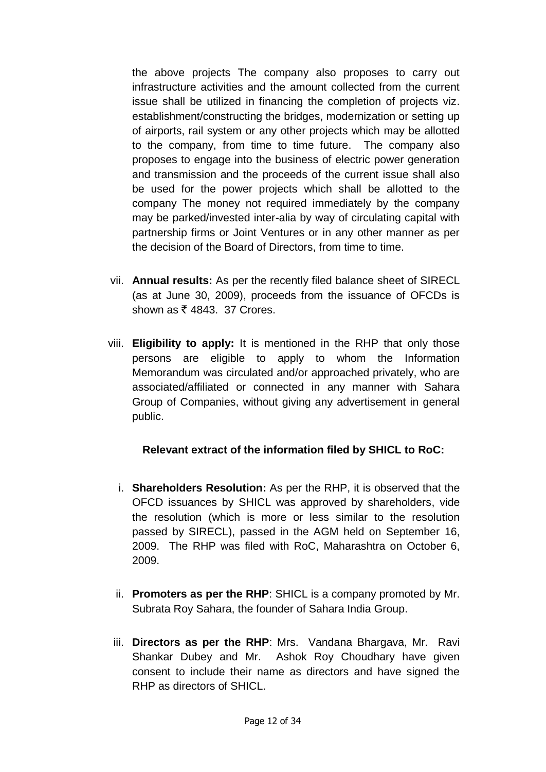the above projects The company also proposes to carry out infrastructure activities and the amount collected from the current issue shall be utilized in financing the completion of projects viz. establishment/constructing the bridges, modernization or setting up of airports, rail system or any other projects which may be allotted to the company, from time to time future. The company also proposes to engage into the business of electric power generation and transmission and the proceeds of the current issue shall also be used for the power projects which shall be allotted to the company The money not required immediately by the company may be parked/invested inter-alia by way of circulating capital with partnership firms or Joint Ventures or in any other manner as per the decision of the Board of Directors, from time to time.

vii. **Annual results:** As per the recently filed balance sheet of SIRECL (as at June 30, 2009), proceeds from the issuance of OFCDs is shown as ₹ 4843. 37 Crores.

viii. **Eligibility to apply:** It is mentioned in the RHP that only those persons are eligible to apply to whom the Information Memorandum was circulated and/or approached privately, who are associated/affiliated or connected in any manner with Sahara Group of Companies, without giving any advertisement in general public.

**Relevant extract of the information filed by SHICL to RoC:**

i. **Shareholders Resolution:** As per the RHP, it is observed that the OFCD issuances by SHICL was approved by shareholders, vide the resolution (which is more or less similar to the resolution passed by SIRECL), passed in the AGM held on September 16, 2009. The RHP was filed with RoC, Maharashtra on October 6, 2009.

ii. **Promoters as per the RHP**: SHICL is a company promoted by Mr. Subrata Roy Sahara, the founder of Sahara India Group.

iii. **Directors as per the RHP**: Mrs. Vandana Bhargava, Mr. Ravi Shankar Dubey and Mr. Ashok Roy Choudhary have given consent to include their name as directors and have signed the RHP as directors of SHICL.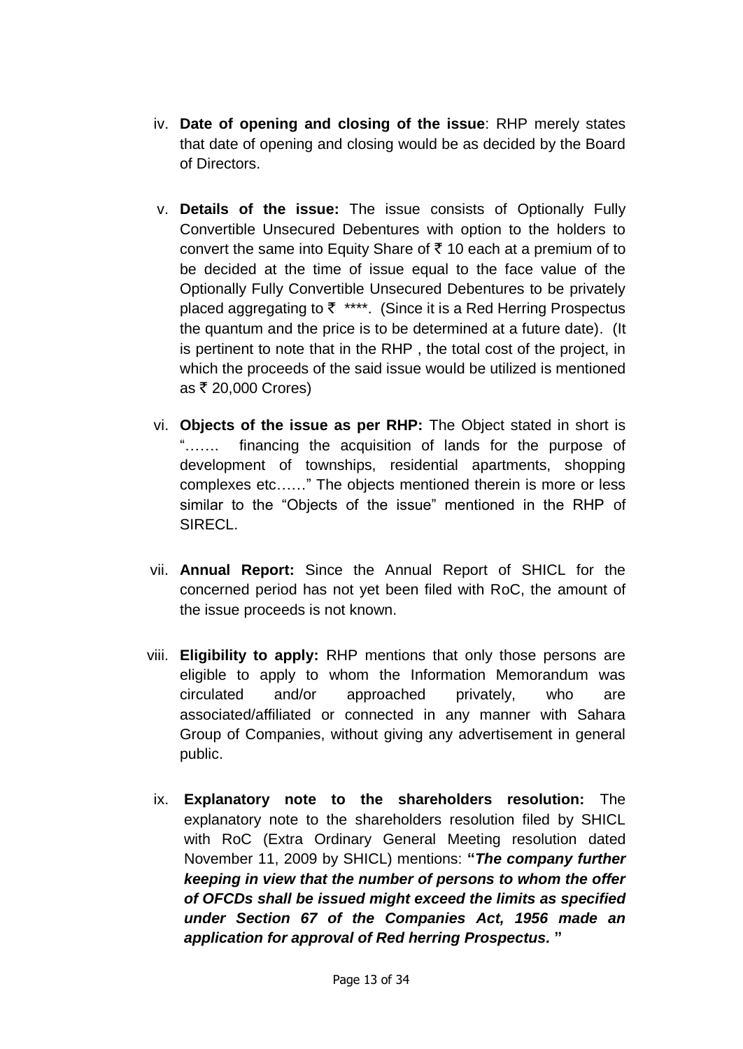iv. **Date of opening and closing of the issue**: RHP merely states that date of opening and closing would be as decided by the Board of Directors.

v. **Details of the issue:** The issue consists of Optionally Fully Convertible Unsecured Debentures with option to the holders to convert the same into Equity Share of ₹ 10 each at a premium of to be decided at the time of issue equal to the face value of the Optionally Fully Convertible Unsecured Debentures to be privately placed aggregating to ₹ ****. (Since it is a Red Herring Prospectus the quantum and the price is to be determined at a future date). (It is pertinent to note that in the RHP , the total cost of the project, in which the proceeds of the said issue would be utilized is mentioned as ₹ 20,000 Crores)

vi. **Objects of the issue as per RHP:** The Object stated in short is "……. financing the acquisition of lands for the purpose of development of townships, residential apartments, shopping complexes etc……" The objects mentioned therein is more or less similar to the "Objects of the issue" mentioned in the RHP of SIRECL.

vii. **Annual Report:** Since the Annual Report of SHICL for the concerned period has not yet been filed with RoC, the amount of the issue proceeds is not known.

viii. **Eligibility to apply:** RHP mentions that only those persons are eligible to apply to whom the Information Memorandum was circulated and/or approached privately, who are associated/affiliated or connected in any manner with Sahara Group of Companies, without giving any advertisement in general public.

ix. **Explanatory note to the shareholders resolution:** The explanatory note to the shareholders resolution filed by SHICL with RoC (Extra Ordinary General Meeting resolution dated November 11, 2009 by SHICL) mentions: **"*The company further keeping in view that the number of persons to whom the offer of OFCDs shall be issued might exceed the limits as specified under Section 67 of the Companies Act, 1956 made an application for approval of Red herring Prospectus.* "**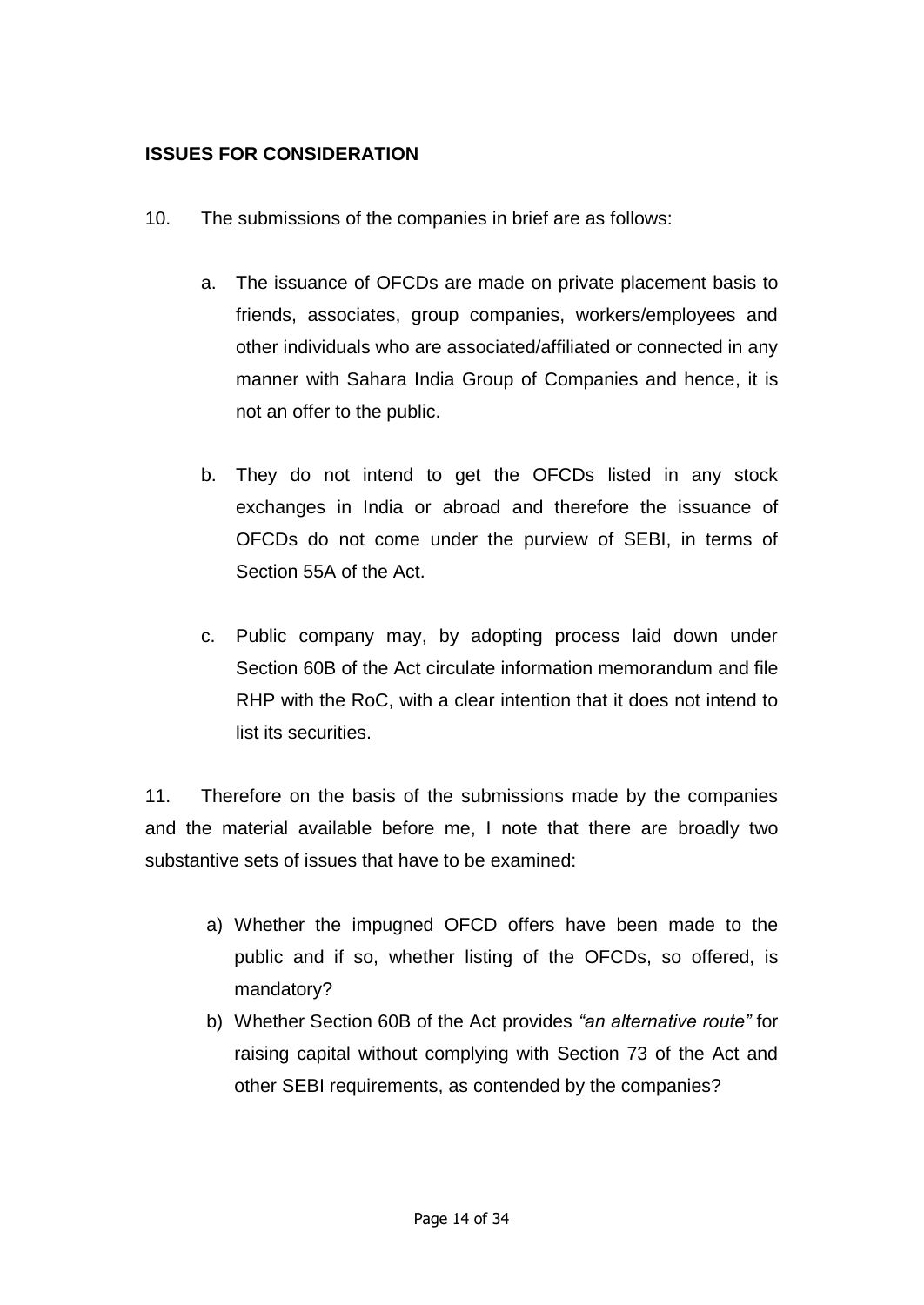**ISSUES FOR CONSIDERATION**

10. The submissions of the companies in brief are as follows:

   a. The issuance of OFCDs are made on private placement basis to friends, associates, group companies, workers/employees and other individuals who are associated/affiliated or connected in any manner with Sahara India Group of Companies and hence, it is not an offer to the public.

   b. They do not intend to get the OFCDs listed in any stock exchanges in India or abroad and therefore the issuance of OFCDs do not come under the purview of SEBI, in terms of Section 55A of the Act.

   c. Public company may, by adopting process laid down under Section 60B of the Act circulate information memorandum and file RHP with the RoC, with a clear intention that it does not intend to list its securities.

11. Therefore on the basis of the submissions made by the companies and the material available before me, I note that there are broadly two substantive sets of issues that have to be examined:

   a) Whether the impugned OFCD offers have been made to the public and if so, whether listing of the OFCDs, so offered, is mandatory?

   b) Whether Section 60B of the Act provides *"an alternative route"* for raising capital without complying with Section 73 of the Act and other SEBI requirements, as contended by the companies?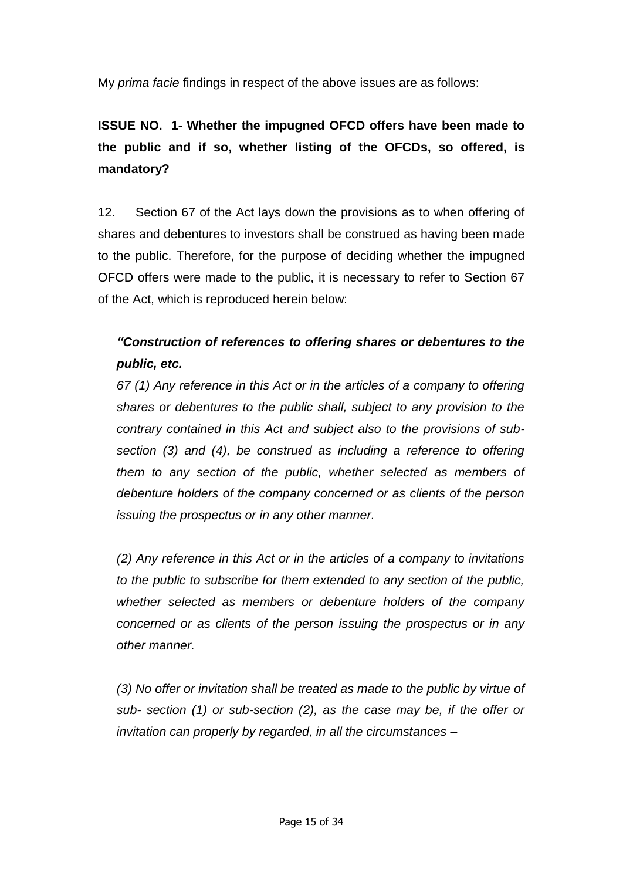My *prima facie* findings in respect of the above issues are as follows:

**ISSUE NO. 1- Whether the impugned OFCD offers have been made to the public and if so, whether listing of the OFCDs, so offered, is mandatory?**

12. Section 67 of the Act lays down the provisions as to when offering of shares and debentures to investors shall be construed as having been made to the public. Therefore, for the purpose of deciding whether the impugned OFCD offers were made to the public, it is necessary to refer to Section 67 of the Act, which is reproduced herein below:

> ***"Construction of references to offering shares or debentures to the public, etc.***
>
> *67 (1) Any reference in this Act or in the articles of a company to offering shares or debentures to the public shall, subject to any provision to the contrary contained in this Act and subject also to the provisions of sub-section (3) and (4), be construed as including a reference to offering them to any section of the public, whether selected as members of debenture holders of the company concerned or as clients of the person issuing the prospectus or in any other manner.*
>
> *(2) Any reference in this Act or in the articles of a company to invitations to the public to subscribe for them extended to any section of the public, whether selected as members or debenture holders of the company concerned or as clients of the person issuing the prospectus or in any other manner.*
>
> *(3) No offer or invitation shall be treated as made to the public by virtue of sub- section (1) or sub-section (2), as the case may be, if the offer or invitation can properly by regarded, in all the circumstances –*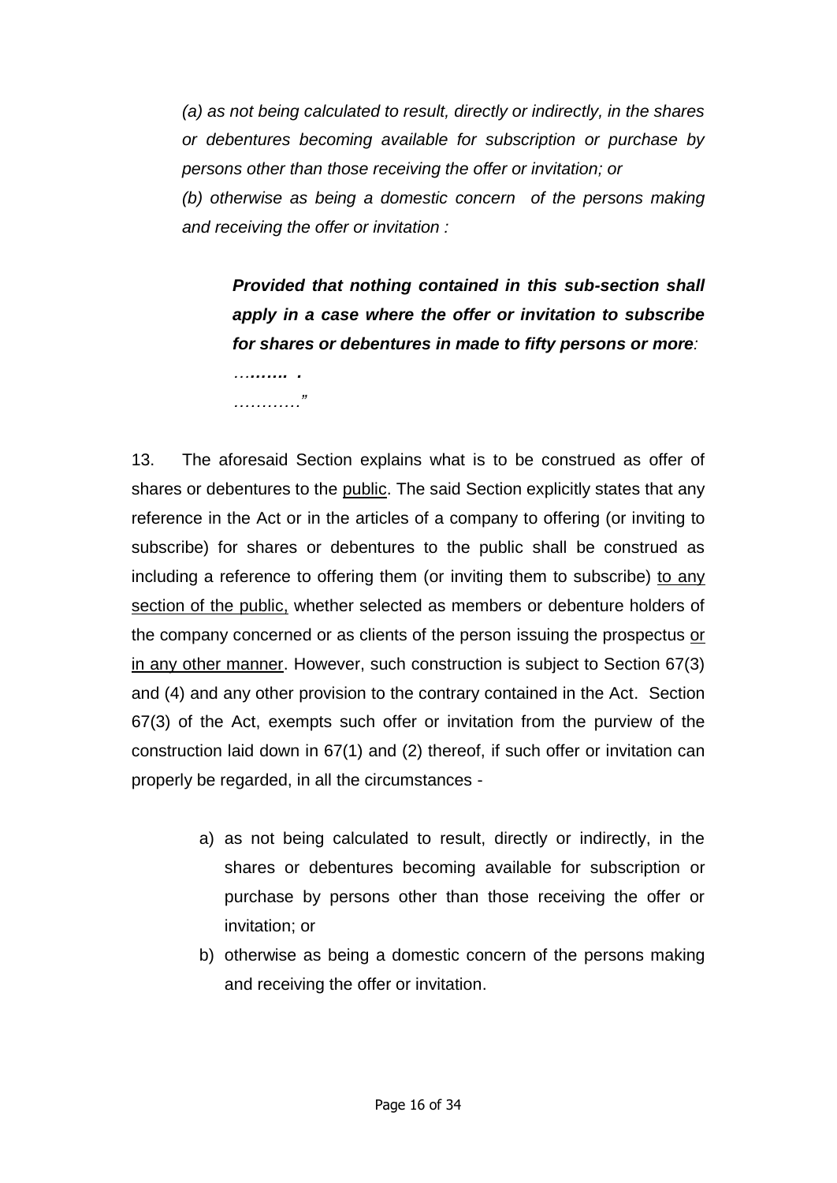*(a) as not being calculated to result, directly or indirectly, in the shares or debentures becoming available for subscription or purchase by persons other than those receiving the offer or invitation; or*

*(b) otherwise as being a domestic concern of the persons making and receiving the offer or invitation :*

> ***Provided that nothing contained in this sub-section shall apply in a case where the offer or invitation to subscribe for shares or debentures in made to fifty persons or more**:*
>
> *…….. .*
>
> *…………"*

13. The aforesaid Section explains what is to be construed as offer of shares or debentures to the <u>public</u>. The said Section explicitly states that any reference in the Act or in the articles of a company to offering (or inviting to subscribe) for shares or debentures to the public shall be construed as including a reference to offering them (or inviting them to subscribe) <u>to any section of the public,</u> whether selected as members or debenture holders of the company concerned or as clients of the person issuing the prospectus <u>or in any other manner</u>. However, such construction is subject to Section 67(3) and (4) and any other provision to the contrary contained in the Act. Section 67(3) of the Act, exempts such offer or invitation from the purview of the construction laid down in 67(1) and (2) thereof, if such offer or invitation can properly be regarded, in all the circumstances -

a) as not being calculated to result, directly or indirectly, in the shares or debentures becoming available for subscription or purchase by persons other than those receiving the offer or invitation; or

b) otherwise as being a domestic concern of the persons making and receiving the offer or invitation.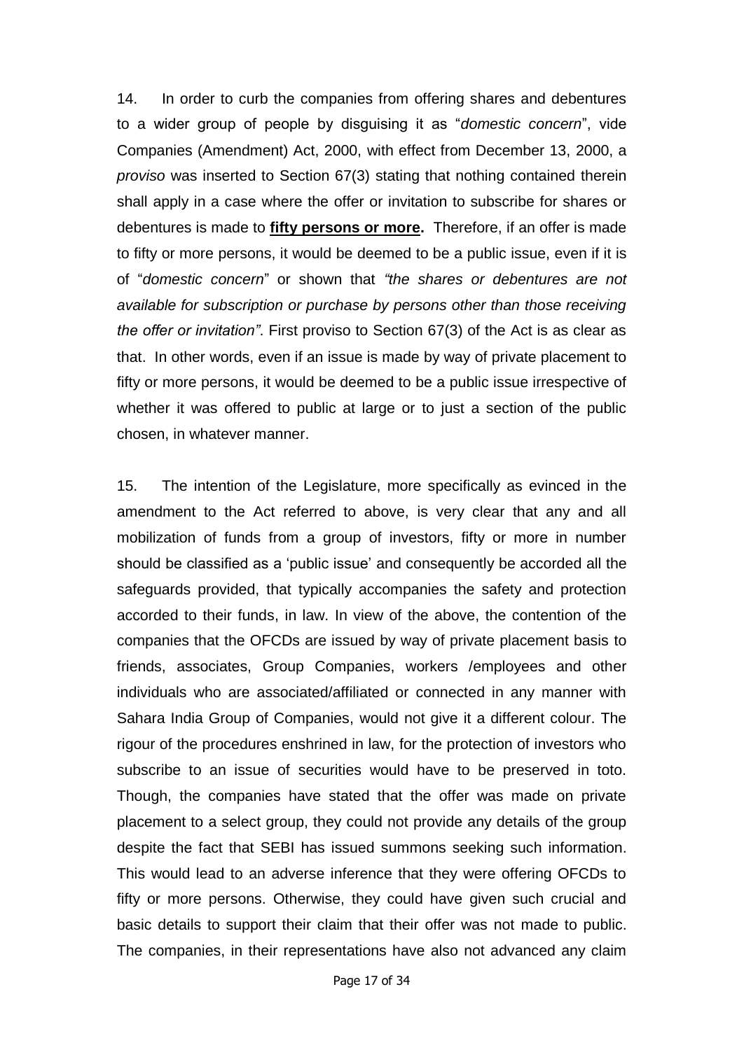14. In order to curb the companies from offering shares and debentures to a wider group of people by disguising it as "*domestic concern*", vide Companies (Amendment) Act, 2000, with effect from December 13, 2000, a *proviso* was inserted to Section 67(3) stating that nothing contained therein shall apply in a case where the offer or invitation to subscribe for shares or debentures is made to **fifty persons or more.** Therefore, if an offer is made to fifty or more persons, it would be deemed to be a public issue, even if it is of "*domestic concern*" or shown that *"the shares or debentures are not available for subscription or purchase by persons other than those receiving the offer or invitation"*. First proviso to Section 67(3) of the Act is as clear as that. In other words, even if an issue is made by way of private placement to fifty or more persons, it would be deemed to be a public issue irrespective of whether it was offered to public at large or to just a section of the public chosen, in whatever manner.

15. The intention of the Legislature, more specifically as evinced in the amendment to the Act referred to above, is very clear that any and all mobilization of funds from a group of investors, fifty or more in number should be classified as a 'public issue' and consequently be accorded all the safeguards provided, that typically accompanies the safety and protection accorded to their funds, in law. In view of the above, the contention of the companies that the OFCDs are issued by way of private placement basis to friends, associates, Group Companies, workers /employees and other individuals who are associated/affiliated or connected in any manner with Sahara India Group of Companies, would not give it a different colour. The rigour of the procedures enshrined in law, for the protection of investors who subscribe to an issue of securities would have to be preserved in toto. Though, the companies have stated that the offer was made on private placement to a select group, they could not provide any details of the group despite the fact that SEBI has issued summons seeking such information. This would lead to an adverse inference that they were offering OFCDs to fifty or more persons. Otherwise, they could have given such crucial and basic details to support their claim that their offer was not made to public. The companies, in their representations have also not advanced any claim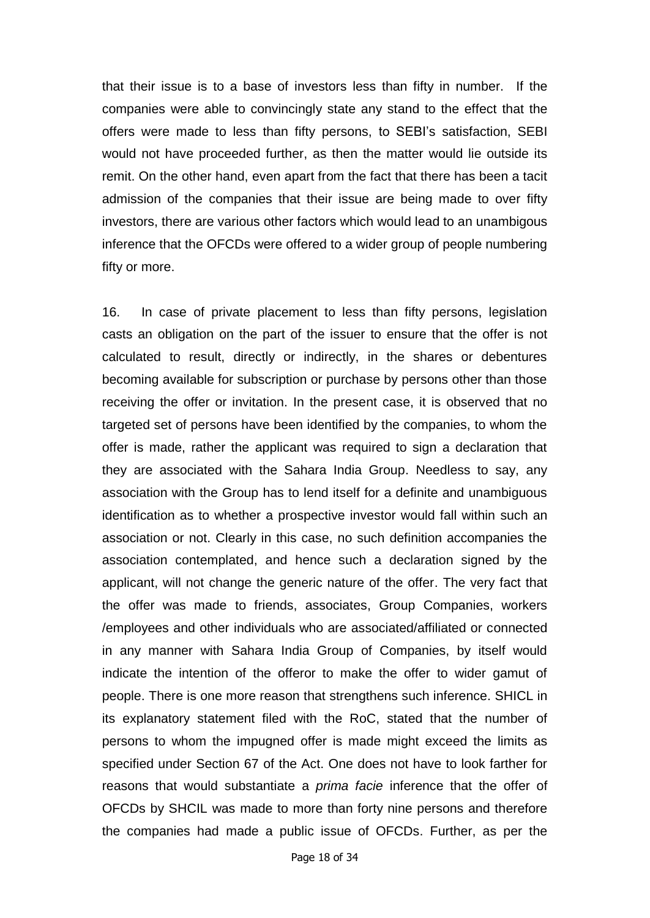that their issue is to a base of investors less than fifty in number. If the companies were able to convincingly state any stand to the effect that the offers were made to less than fifty persons, to SEBI's satisfaction, SEBI would not have proceeded further, as then the matter would lie outside its remit. On the other hand, even apart from the fact that there has been a tacit admission of the companies that their issue are being made to over fifty investors, there are various other factors which would lead to an unambigous inference that the OFCDs were offered to a wider group of people numbering fifty or more.

16. In case of private placement to less than fifty persons, legislation casts an obligation on the part of the issuer to ensure that the offer is not calculated to result, directly or indirectly, in the shares or debentures becoming available for subscription or purchase by persons other than those receiving the offer or invitation. In the present case, it is observed that no targeted set of persons have been identified by the companies, to whom the offer is made, rather the applicant was required to sign a declaration that they are associated with the Sahara India Group. Needless to say, any association with the Group has to lend itself for a definite and unambiguous identification as to whether a prospective investor would fall within such an association or not. Clearly in this case, no such definition accompanies the association contemplated, and hence such a declaration signed by the applicant, will not change the generic nature of the offer. The very fact that the offer was made to friends, associates, Group Companies, workers /employees and other individuals who are associated/affiliated or connected in any manner with Sahara India Group of Companies, by itself would indicate the intention of the offeror to make the offer to wider gamut of people. There is one more reason that strengthens such inference. SHICL in its explanatory statement filed with the RoC, stated that the number of persons to whom the impugned offer is made might exceed the limits as specified under Section 67 of the Act. One does not have to look farther for reasons that would substantiate a *prima facie* inference that the offer of OFCDs by SHCIL was made to more than forty nine persons and therefore the companies had made a public issue of OFCDs. Further, as per the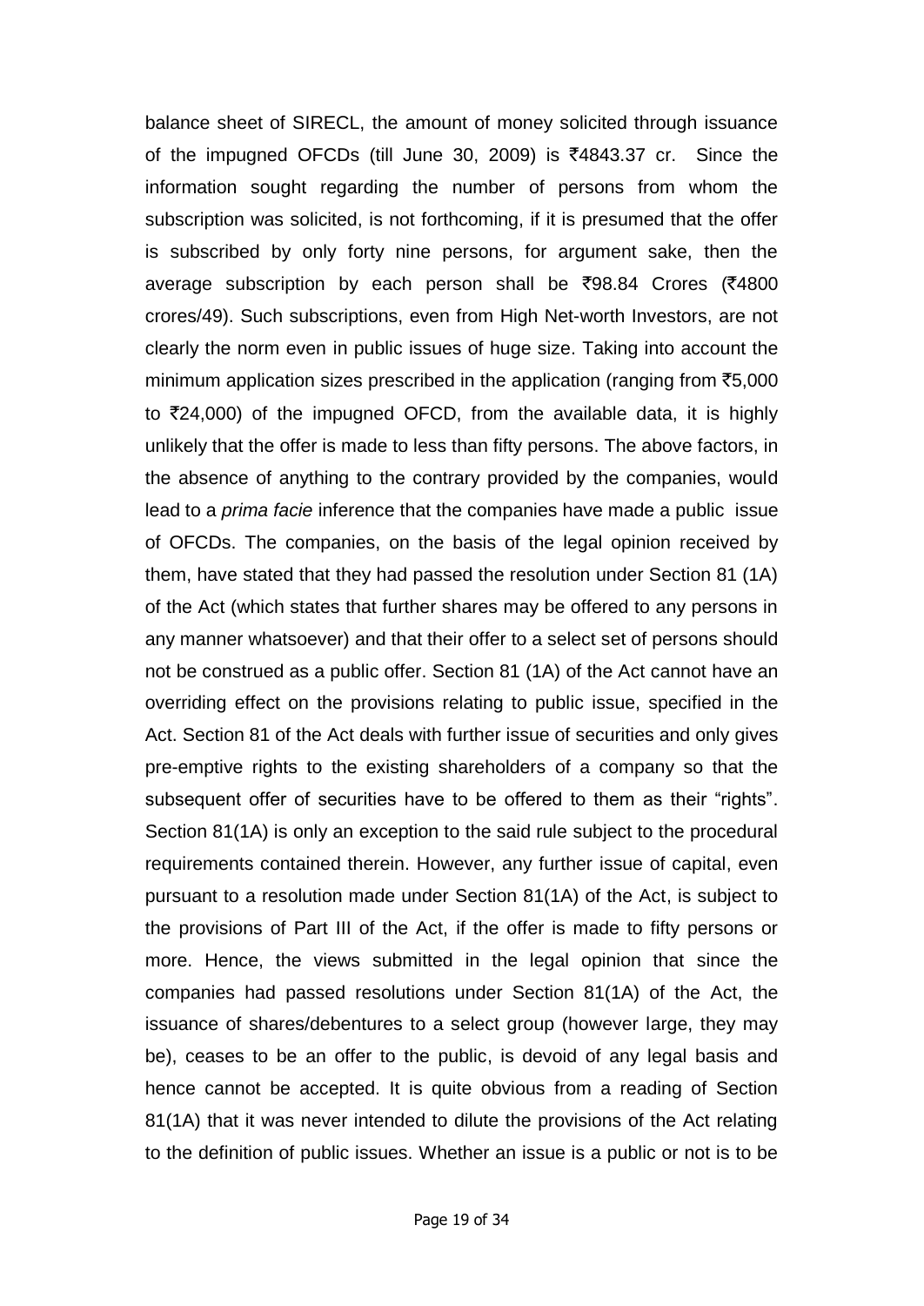balance sheet of SIRECL, the amount of money solicited through issuance of the impugned OFCDs (till June 30, 2009) is ₹4843.37 cr. Since the information sought regarding the number of persons from whom the subscription was solicited, is not forthcoming, if it is presumed that the offer is subscribed by only forty nine persons, for argument sake, then the average subscription by each person shall be ₹98.84 Crores (₹4800 crores/49). Such subscriptions, even from High Net-worth Investors, are not clearly the norm even in public issues of huge size. Taking into account the minimum application sizes prescribed in the application (ranging from ₹5,000 to ₹24,000) of the impugned OFCD, from the available data, it is highly unlikely that the offer is made to less than fifty persons. The above factors, in the absence of anything to the contrary provided by the companies, would lead to a *prima facie* inference that the companies have made a public issue of OFCDs. The companies, on the basis of the legal opinion received by them, have stated that they had passed the resolution under Section 81 (1A) of the Act (which states that further shares may be offered to any persons in any manner whatsoever) and that their offer to a select set of persons should not be construed as a public offer. Section 81 (1A) of the Act cannot have an overriding effect on the provisions relating to public issue, specified in the Act. Section 81 of the Act deals with further issue of securities and only gives pre-emptive rights to the existing shareholders of a company so that the subsequent offer of securities have to be offered to them as their "rights". Section 81(1A) is only an exception to the said rule subject to the procedural requirements contained therein. However, any further issue of capital, even pursuant to a resolution made under Section 81(1A) of the Act, is subject to the provisions of Part III of the Act, if the offer is made to fifty persons or more. Hence, the views submitted in the legal opinion that since the companies had passed resolutions under Section 81(1A) of the Act, the issuance of shares/debentures to a select group (however large, they may be), ceases to be an offer to the public, is devoid of any legal basis and hence cannot be accepted. It is quite obvious from a reading of Section 81(1A) that it was never intended to dilute the provisions of the Act relating to the definition of public issues. Whether an issue is a public or not is to be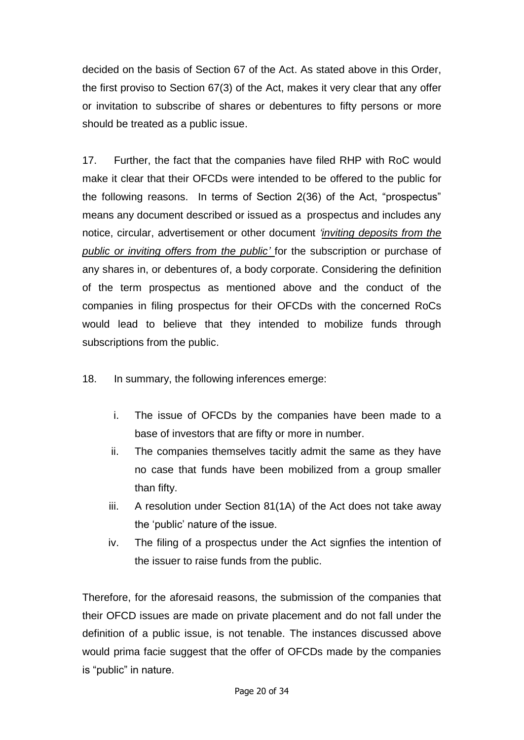decided on the basis of Section 67 of the Act. As stated above in this Order, the first proviso to Section 67(3) of the Act, makes it very clear that any offer or invitation to subscribe of shares or debentures to fifty persons or more should be treated as a public issue.

17. Further, the fact that the companies have filed RHP with RoC would make it clear that their OFCDs were intended to be offered to the public for the following reasons. In terms of Section 2(36) of the Act, "prospectus" means any document described or issued as a prospectus and includes any notice, circular, advertisement or other document ***'inviting deposits from the public or inviting offers from the public'*** for the subscription or purchase of any shares in, or debentures of, a body corporate. Considering the definition of the term prospectus as mentioned above and the conduct of the companies in filing prospectus for their OFCDs with the concerned RoCs would lead to believe that they intended to mobilize funds through subscriptions from the public.

18. In summary, the following inferences emerge:

i. The issue of OFCDs by the companies have been made to a base of investors that are fifty or more in number.
ii. The companies themselves tacitly admit the same as they have no case that funds have been mobilized from a group smaller than fifty.
iii. A resolution under Section 81(1A) of the Act does not take away the 'public' nature of the issue.
iv. The filing of a prospectus under the Act signfies the intention of the issuer to raise funds from the public.

Therefore, for the aforesaid reasons, the submission of the companies that their OFCD issues are made on private placement and do not fall under the definition of a public issue, is not tenable. The instances discussed above would prima facie suggest that the offer of OFCDs made by the companies is "public" in nature.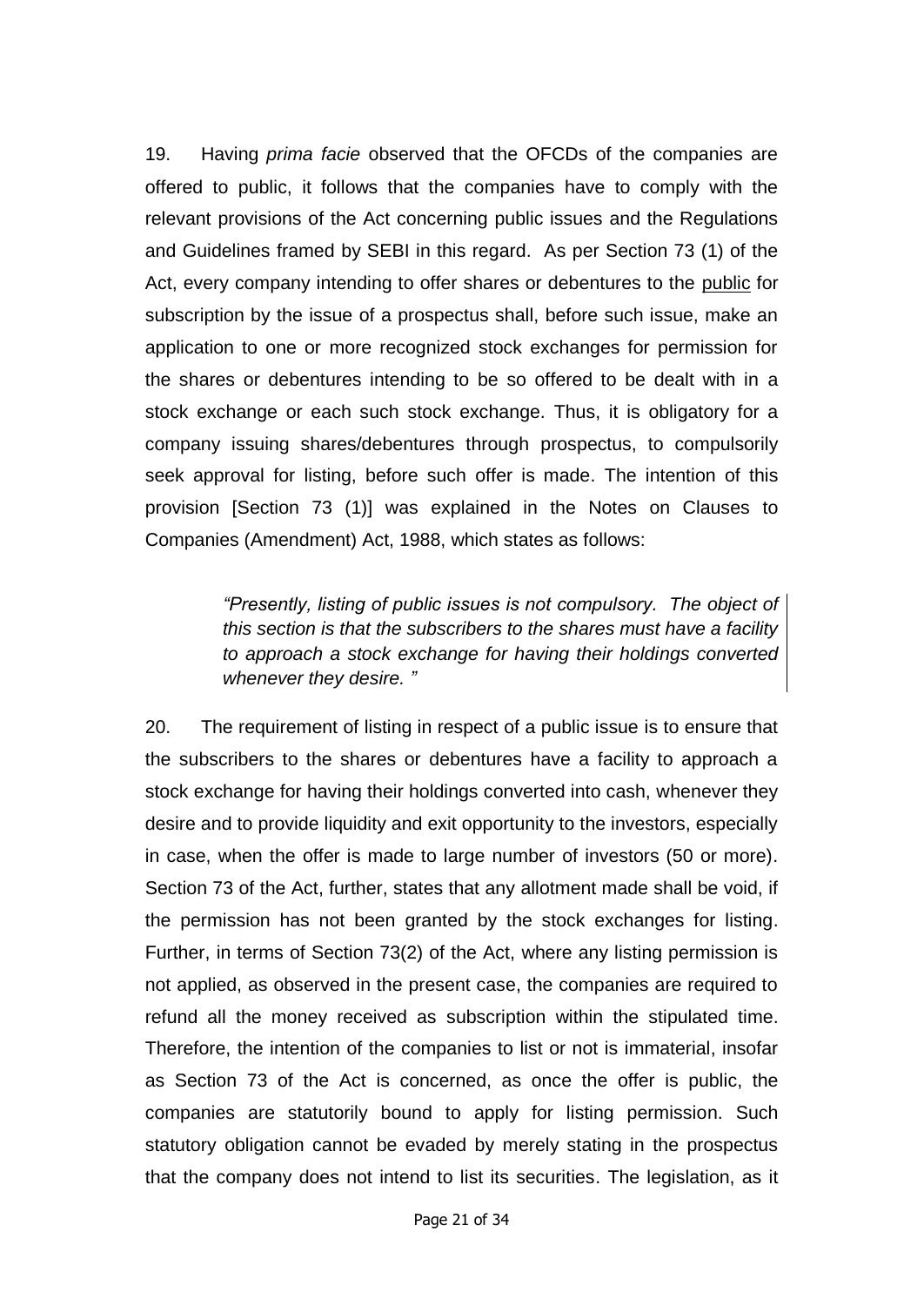19. Having *prima facie* observed that the OFCDs of the companies are offered to public, it follows that the companies have to comply with the relevant provisions of the Act concerning public issues and the Regulations and Guidelines framed by SEBI in this regard. As per Section 73 (1) of the Act, every company intending to offer shares or debentures to the public for subscription by the issue of a prospectus shall, before such issue, make an application to one or more recognized stock exchanges for permission for the shares or debentures intending to be so offered to be dealt with in a stock exchange or each such stock exchange. Thus, it is obligatory for a company issuing shares/debentures through prospectus, to compulsorily seek approval for listing, before such offer is made. The intention of this provision [Section 73 (1)] was explained in the Notes on Clauses to Companies (Amendment) Act, 1988, which states as follows:

> *"Presently, listing of public issues is not compulsory. The object of this section is that the subscribers to the shares must have a facility to approach a stock exchange for having their holdings converted whenever they desire. "*

20. The requirement of listing in respect of a public issue is to ensure that the subscribers to the shares or debentures have a facility to approach a stock exchange for having their holdings converted into cash, whenever they desire and to provide liquidity and exit opportunity to the investors, especially in case, when the offer is made to large number of investors (50 or more). Section 73 of the Act, further, states that any allotment made shall be void, if the permission has not been granted by the stock exchanges for listing. Further, in terms of Section 73(2) of the Act, where any listing permission is not applied, as observed in the present case, the companies are required to refund all the money received as subscription within the stipulated time. Therefore, the intention of the companies to list or not is immaterial, insofar as Section 73 of the Act is concerned, as once the offer is public, the companies are statutorily bound to apply for listing permission. Such statutory obligation cannot be evaded by merely stating in the prospectus that the company does not intend to list its securities. The legislation, as it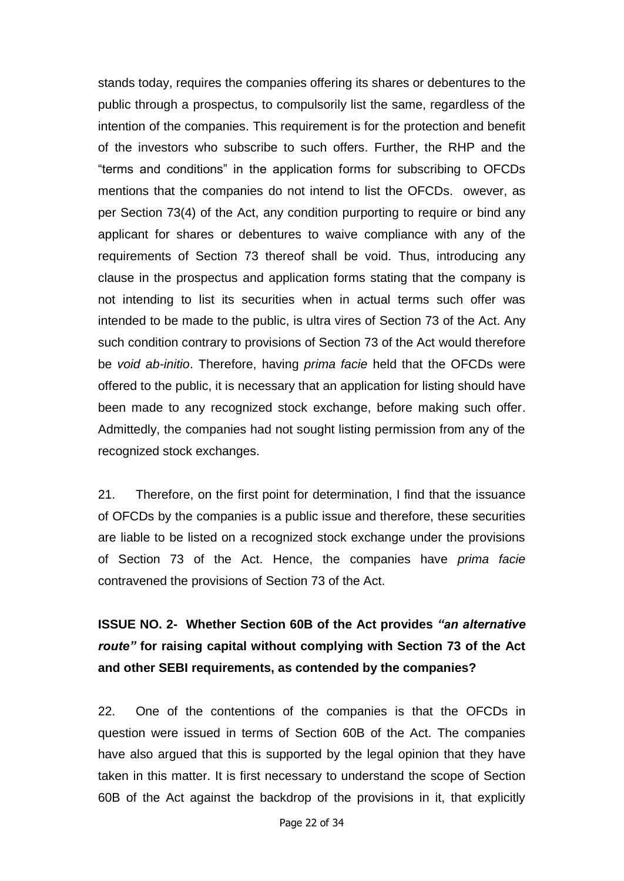stands today, requires the companies offering its shares or debentures to the public through a prospectus, to compulsorily list the same, regardless of the intention of the companies. This requirement is for the protection and benefit of the investors who subscribe to such offers. Further, the RHP and the "terms and conditions" in the application forms for subscribing to OFCDs mentions that the companies do not intend to list the OFCDs. owever, as per Section 73(4) of the Act, any condition purporting to require or bind any applicant for shares or debentures to waive compliance with any of the requirements of Section 73 thereof shall be void. Thus, introducing any clause in the prospectus and application forms stating that the company is not intending to list its securities when in actual terms such offer was intended to be made to the public, is ultra vires of Section 73 of the Act. Any such condition contrary to provisions of Section 73 of the Act would therefore be *void ab-initio*. Therefore, having *prima facie* held that the OFCDs were offered to the public, it is necessary that an application for listing should have been made to any recognized stock exchange, before making such offer. Admittedly, the companies had not sought listing permission from any of the recognized stock exchanges.

21. Therefore, on the first point for determination, I find that the issuance of OFCDs by the companies is a public issue and therefore, these securities are liable to be listed on a recognized stock exchange under the provisions of Section 73 of the Act. Hence, the companies have *prima facie* contravened the provisions of Section 73 of the Act.

**ISSUE NO. 2- Whether Section 60B of the Act provides *"an alternative route"* for raising capital without complying with Section 73 of the Act and other SEBI requirements, as contended by the companies?**

22. One of the contentions of the companies is that the OFCDs in question were issued in terms of Section 60B of the Act. The companies have also argued that this is supported by the legal opinion that they have taken in this matter. It is first necessary to understand the scope of Section 60B of the Act against the backdrop of the provisions in it, that explicitly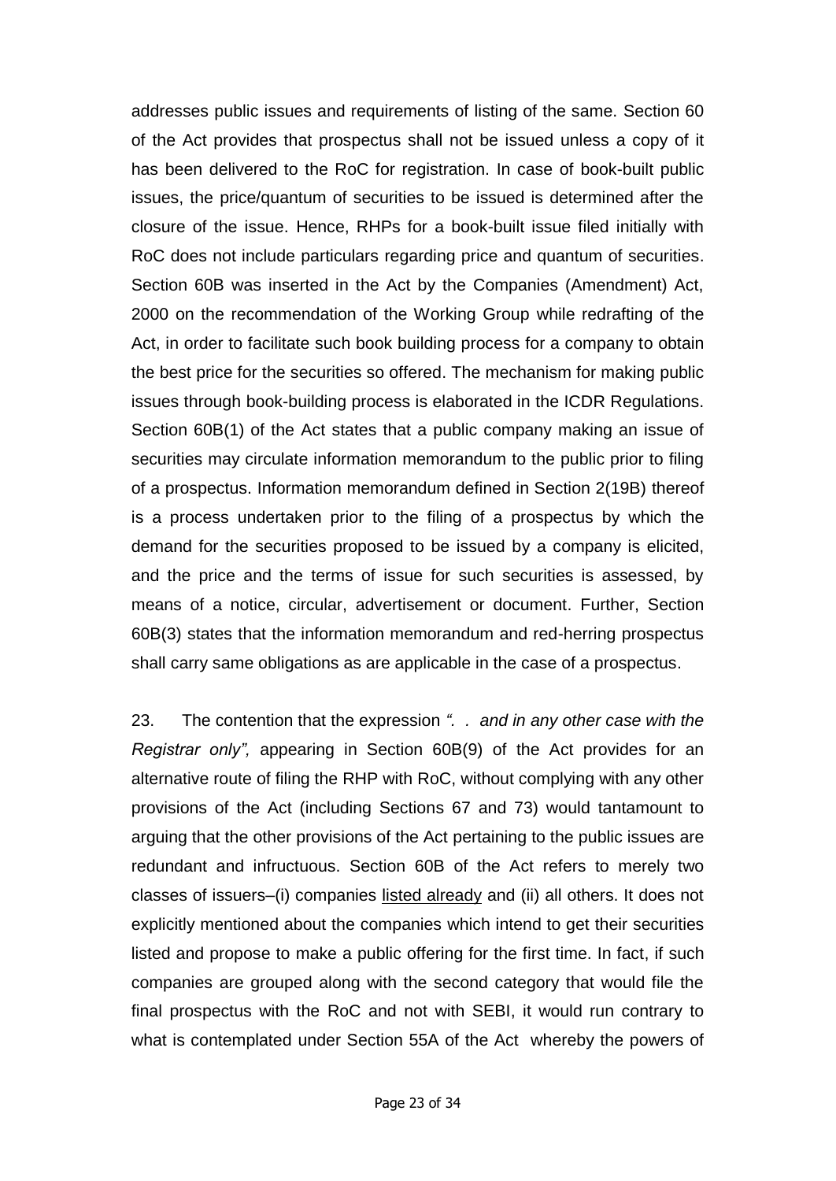addresses public issues and requirements of listing of the same. Section 60 of the Act provides that prospectus shall not be issued unless a copy of it has been delivered to the RoC for registration. In case of book-built public issues, the price/quantum of securities to be issued is determined after the closure of the issue. Hence, RHPs for a book-built issue filed initially with RoC does not include particulars regarding price and quantum of securities. Section 60B was inserted in the Act by the Companies (Amendment) Act, 2000 on the recommendation of the Working Group while redrafting of the Act, in order to facilitate such book building process for a company to obtain the best price for the securities so offered. The mechanism for making public issues through book-building process is elaborated in the ICDR Regulations. Section 60B(1) of the Act states that a public company making an issue of securities may circulate information memorandum to the public prior to filing of a prospectus. Information memorandum defined in Section 2(19B) thereof is a process undertaken prior to the filing of a prospectus by which the demand for the securities proposed to be issued by a company is elicited, and the price and the terms of issue for such securities is assessed, by means of a notice, circular, advertisement or document. Further, Section 60B(3) states that the information memorandum and red-herring prospectus shall carry same obligations as are applicable in the case of a prospectus.

23. The contention that the expression *". . and in any other case with the Registrar only",* appearing in Section 60B(9) of the Act provides for an alternative route of filing the RHP with RoC, without complying with any other provisions of the Act (including Sections 67 and 73) would tantamount to arguing that the other provisions of the Act pertaining to the public issues are redundant and infructuous. Section 60B of the Act refers to merely two classes of issuers–(i) companies <u>listed already</u> and (ii) all others. It does not explicitly mentioned about the companies which intend to get their securities listed and propose to make a public offering for the first time. In fact, if such companies are grouped along with the second category that would file the final prospectus with the RoC and not with SEBI, it would run contrary to what is contemplated under Section 55A of the Act whereby the powers of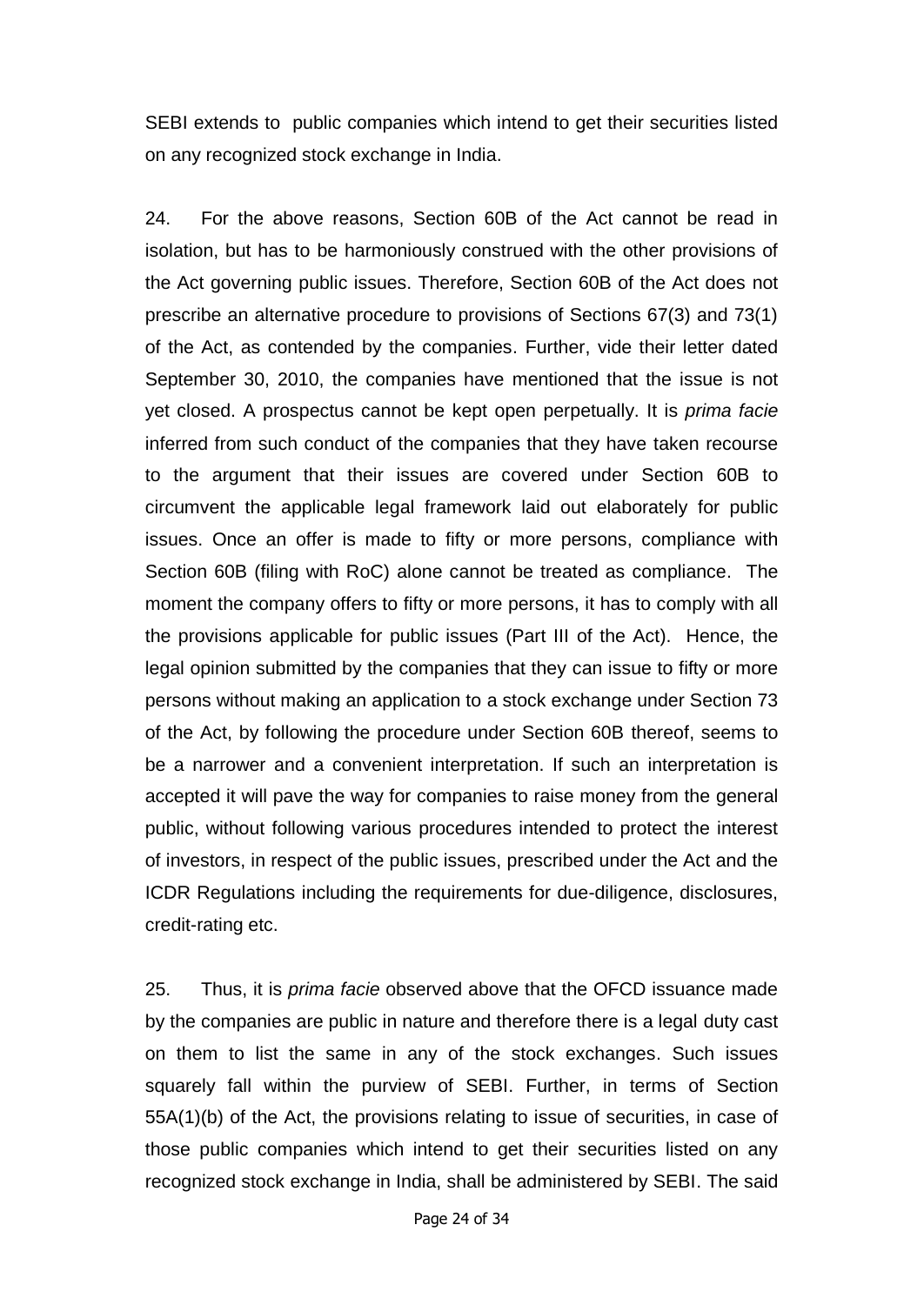SEBI extends to public companies which intend to get their securities listed on any recognized stock exchange in India.

24. For the above reasons, Section 60B of the Act cannot be read in isolation, but has to be harmoniously construed with the other provisions of the Act governing public issues. Therefore, Section 60B of the Act does not prescribe an alternative procedure to provisions of Sections 67(3) and 73(1) of the Act, as contended by the companies. Further, vide their letter dated September 30, 2010, the companies have mentioned that the issue is not yet closed. A prospectus cannot be kept open perpetually. It is *prima facie* inferred from such conduct of the companies that they have taken recourse to the argument that their issues are covered under Section 60B to circumvent the applicable legal framework laid out elaborately for public issues. Once an offer is made to fifty or more persons, compliance with Section 60B (filing with RoC) alone cannot be treated as compliance. The moment the company offers to fifty or more persons, it has to comply with all the provisions applicable for public issues (Part III of the Act). Hence, the legal opinion submitted by the companies that they can issue to fifty or more persons without making an application to a stock exchange under Section 73 of the Act, by following the procedure under Section 60B thereof, seems to be a narrower and a convenient interpretation. If such an interpretation is accepted it will pave the way for companies to raise money from the general public, without following various procedures intended to protect the interest of investors, in respect of the public issues, prescribed under the Act and the ICDR Regulations including the requirements for due-diligence, disclosures, credit-rating etc.

25. Thus, it is *prima facie* observed above that the OFCD issuance made by the companies are public in nature and therefore there is a legal duty cast on them to list the same in any of the stock exchanges. Such issues squarely fall within the purview of SEBI. Further, in terms of Section 55A(1)(b) of the Act, the provisions relating to issue of securities, in case of those public companies which intend to get their securities listed on any recognized stock exchange in India, shall be administered by SEBI. The said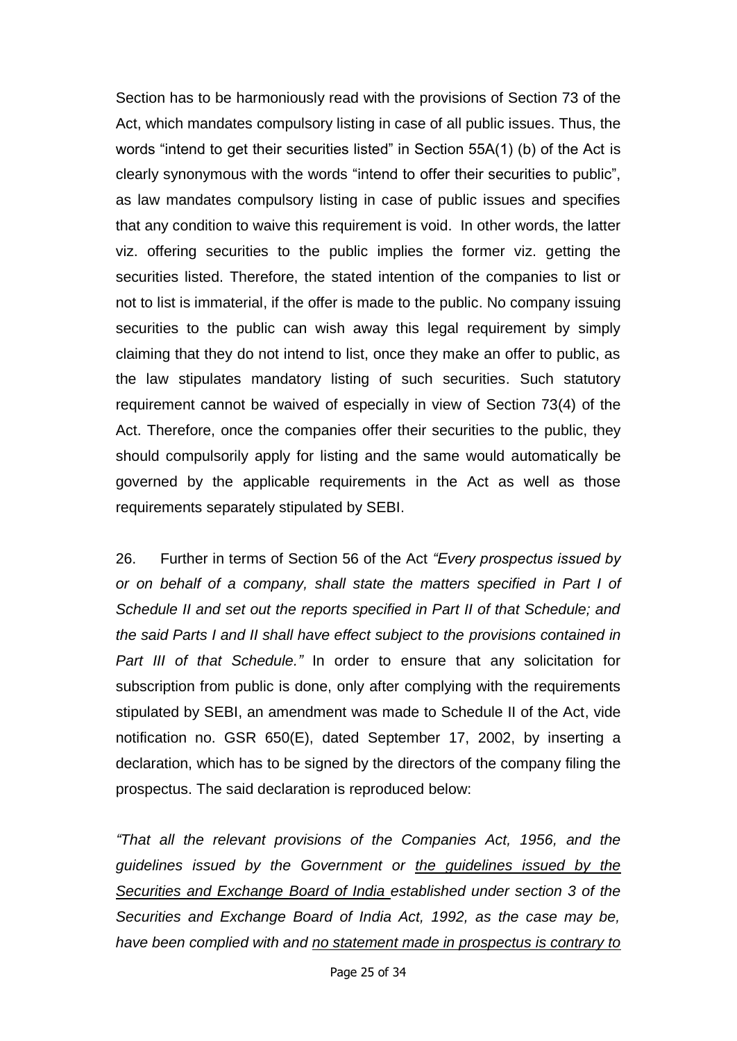Section has to be harmoniously read with the provisions of Section 73 of the Act, which mandates compulsory listing in case of all public issues. Thus, the words "intend to get their securities listed" in Section 55A(1) (b) of the Act is clearly synonymous with the words "intend to offer their securities to public", as law mandates compulsory listing in case of public issues and specifies that any condition to waive this requirement is void. In other words, the latter viz. offering securities to the public implies the former viz. getting the securities listed. Therefore, the stated intention of the companies to list or not to list is immaterial, if the offer is made to the public. No company issuing securities to the public can wish away this legal requirement by simply claiming that they do not intend to list, once they make an offer to public, as the law stipulates mandatory listing of such securities. Such statutory requirement cannot be waived of especially in view of Section 73(4) of the Act. Therefore, once the companies offer their securities to the public, they should compulsorily apply for listing and the same would automatically be governed by the applicable requirements in the Act as well as those requirements separately stipulated by SEBI.

26. Further in terms of Section 56 of the Act *"Every prospectus issued by or on behalf of a company, shall state the matters specified in Part I of Schedule II and set out the reports specified in Part II of that Schedule; and the said Parts I and II shall have effect subject to the provisions contained in Part III of that Schedule."* In order to ensure that any solicitation for subscription from public is done, only after complying with the requirements stipulated by SEBI, an amendment was made to Schedule II of the Act, vide notification no. GSR 650(E), dated September 17, 2002, by inserting a declaration, which has to be signed by the directors of the company filing the prospectus. The said declaration is reproduced below:

*"That all the relevant provisions of the Companies Act, 1956, and the guidelines issued by the Government or <u>the guidelines issued by the Securities and Exchange Board of India</u> established under section 3 of the Securities and Exchange Board of India Act, 1992, as the case may be, have been complied with and <u>no statement made in prospectus is contrary to</u>*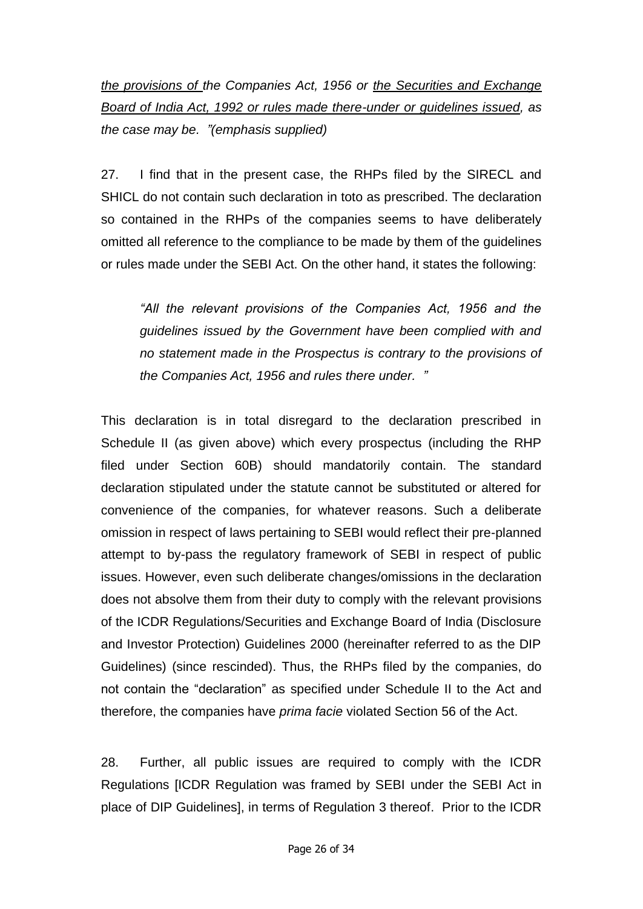*<u>the provisions of</u> the Companies Act, 1956 or <u>the Securities and Exchange Board of India Act, 1992 or rules made there-under or guidelines issued</u>, as the case may be. "(emphasis supplied)*

27. I find that in the present case, the RHPs filed by the SIRECL and SHICL do not contain such declaration in toto as prescribed. The declaration so contained in the RHPs of the companies seems to have deliberately omitted all reference to the compliance to be made by them of the guidelines or rules made under the SEBI Act. On the other hand, it states the following:

> *"All the relevant provisions of the Companies Act, 1956 and the guidelines issued by the Government have been complied with and no statement made in the Prospectus is contrary to the provisions of the Companies Act, 1956 and rules there under. "*

This declaration is in total disregard to the declaration prescribed in Schedule II (as given above) which every prospectus (including the RHP filed under Section 60B) should mandatorily contain. The standard declaration stipulated under the statute cannot be substituted or altered for convenience of the companies, for whatever reasons. Such a deliberate omission in respect of laws pertaining to SEBI would reflect their pre-planned attempt to by-pass the regulatory framework of SEBI in respect of public issues. However, even such deliberate changes/omissions in the declaration does not absolve them from their duty to comply with the relevant provisions of the ICDR Regulations/Securities and Exchange Board of India (Disclosure and Investor Protection) Guidelines 2000 (hereinafter referred to as the DIP Guidelines) (since rescinded). Thus, the RHPs filed by the companies, do not contain the "declaration" as specified under Schedule II to the Act and therefore, the companies have *prima facie* violated Section 56 of the Act.

28. Further, all public issues are required to comply with the ICDR Regulations [ICDR Regulation was framed by SEBI under the SEBI Act in place of DIP Guidelines], in terms of Regulation 3 thereof. Prior to the ICDR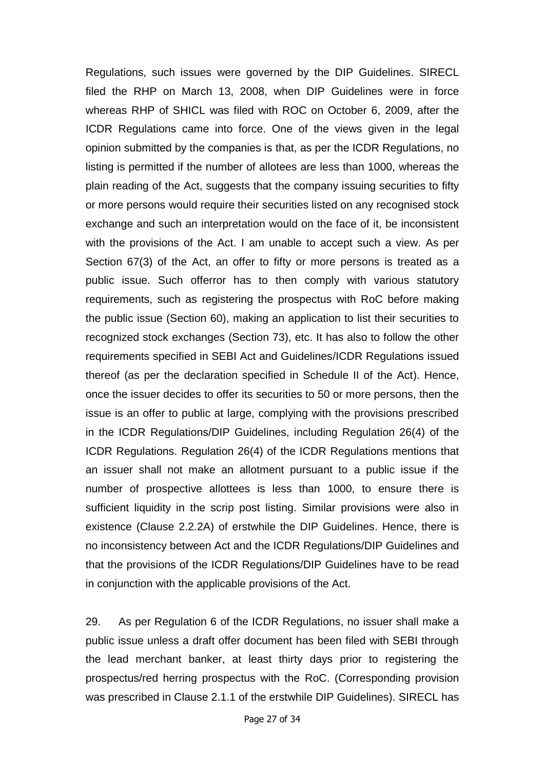Regulations, such issues were governed by the DIP Guidelines. SIRECL filed the RHP on March 13, 2008, when DIP Guidelines were in force whereas RHP of SHICL was filed with ROC on October 6, 2009, after the ICDR Regulations came into force. One of the views given in the legal opinion submitted by the companies is that, as per the ICDR Regulations, no listing is permitted if the number of allotees are less than 1000, whereas the plain reading of the Act, suggests that the company issuing securities to fifty or more persons would require their securities listed on any recognised stock exchange and such an interpretation would on the face of it, be inconsistent with the provisions of the Act. I am unable to accept such a view. As per Section 67(3) of the Act, an offer to fifty or more persons is treated as a public issue. Such offerror has to then comply with various statutory requirements, such as registering the prospectus with RoC before making the public issue (Section 60), making an application to list their securities to recognized stock exchanges (Section 73), etc. It has also to follow the other requirements specified in SEBI Act and Guidelines/ICDR Regulations issued thereof (as per the declaration specified in Schedule II of the Act). Hence, once the issuer decides to offer its securities to 50 or more persons, then the issue is an offer to public at large, complying with the provisions prescribed in the ICDR Regulations/DIP Guidelines, including Regulation 26(4) of the ICDR Regulations. Regulation 26(4) of the ICDR Regulations mentions that an issuer shall not make an allotment pursuant to a public issue if the number of prospective allottees is less than 1000, to ensure there is sufficient liquidity in the scrip post listing. Similar provisions were also in existence (Clause 2.2.2A) of erstwhile the DIP Guidelines. Hence, there is no inconsistency between Act and the ICDR Regulations/DIP Guidelines and that the provisions of the ICDR Regulations/DIP Guidelines have to be read in conjunction with the applicable provisions of the Act.

29. As per Regulation 6 of the ICDR Regulations, no issuer shall make a public issue unless a draft offer document has been filed with SEBI through the lead merchant banker, at least thirty days prior to registering the prospectus/red herring prospectus with the RoC. (Corresponding provision was prescribed in Clause 2.1.1 of the erstwhile DIP Guidelines). SIRECL has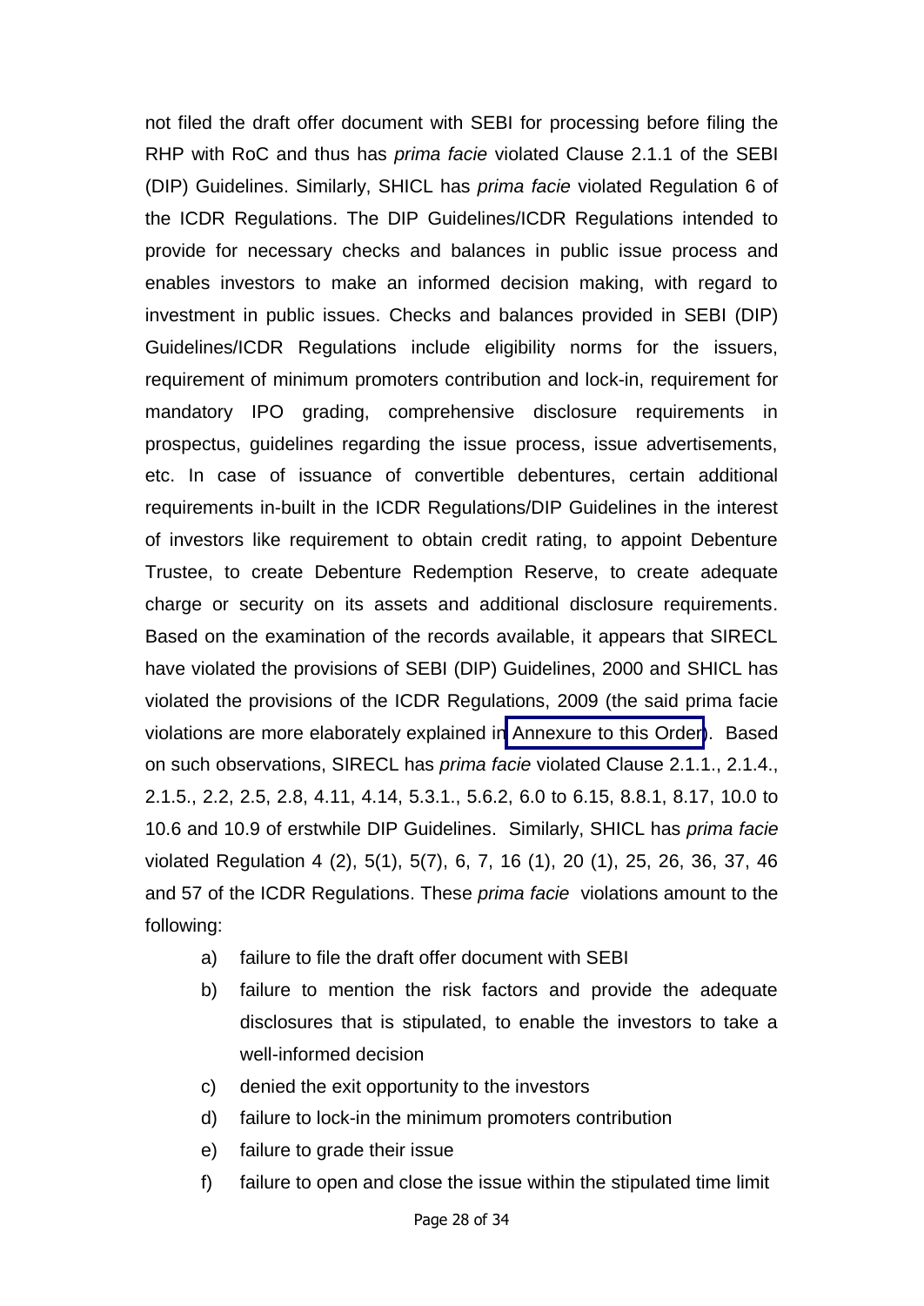not filed the draft offer document with SEBI for processing before filing the RHP with RoC and thus has *prima facie* violated Clause 2.1.1 of the SEBI (DIP) Guidelines. Similarly, SHICL has *prima facie* violated Regulation 6 of the ICDR Regulations. The DIP Guidelines/ICDR Regulations intended to provide for necessary checks and balances in public issue process and enables investors to make an informed decision making, with regard to investment in public issues. Checks and balances provided in SEBI (DIP) Guidelines/ICDR Regulations include eligibility norms for the issuers, requirement of minimum promoters contribution and lock-in, requirement for mandatory IPO grading, comprehensive disclosure requirements in prospectus, guidelines regarding the issue process, issue advertisements, etc. In case of issuance of convertible debentures, certain additional requirements in-built in the ICDR Regulations/DIP Guidelines in the interest of investors like requirement to obtain credit rating, to appoint Debenture Trustee, to create Debenture Redemption Reserve, to create adequate charge or security on its assets and additional disclosure requirements. Based on the examination of the records available, it appears that SIRECL have violated the provisions of SEBI (DIP) Guidelines, 2000 and SHICL has violated the provisions of the ICDR Regulations, 2009 (the said prima facie violations are more elaborately explained in Annexure to this Order). Based on such observations, SIRECL has *prima facie* violated Clause 2.1.1., 2.1.4., 2.1.5., 2.2, 2.5, 2.8, 4.11, 4.14, 5.3.1., 5.6.2, 6.0 to 6.15, 8.8.1, 8.17, 10.0 to 10.6 and 10.9 of erstwhile DIP Guidelines. Similarly, SHICL has *prima facie* violated Regulation 4 (2), 5(1), 5(7), 6, 7, 16 (1), 20 (1), 25, 26, 36, 37, 46 and 57 of the ICDR Regulations. These *prima facie* violations amount to the following:

a) failure to file the draft offer document with SEBI
b) failure to mention the risk factors and provide the adequate disclosures that is stipulated, to enable the investors to take a well-informed decision
c) denied the exit opportunity to the investors
d) failure to lock-in the minimum promoters contribution
e) failure to grade their issue
f) failure to open and close the issue within the stipulated time limit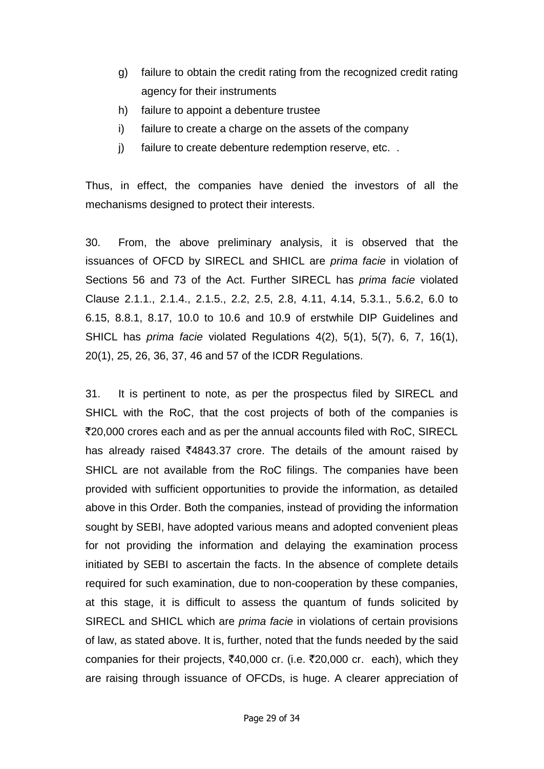g) failure to obtain the credit rating from the recognized credit rating agency for their instruments
h) failure to appoint a debenture trustee
i) failure to create a charge on the assets of the company
j) failure to create debenture redemption reserve, etc. .

Thus, in effect, the companies have denied the investors of all the mechanisms designed to protect their interests.

30. From, the above preliminary analysis, it is observed that the issuances of OFCD by SIRECL and SHICL are *prima facie* in violation of Sections 56 and 73 of the Act. Further SIRECL has *prima facie* violated Clause 2.1.1., 2.1.4., 2.1.5., 2.2, 2.5, 2.8, 4.11, 4.14, 5.3.1., 5.6.2, 6.0 to 6.15, 8.8.1, 8.17, 10.0 to 10.6 and 10.9 of erstwhile DIP Guidelines and SHICL has *prima facie* violated Regulations 4(2), 5(1), 5(7), 6, 7, 16(1), 20(1), 25, 26, 36, 37, 46 and 57 of the ICDR Regulations.

31. It is pertinent to note, as per the prospectus filed by SIRECL and SHICL with the RoC, that the cost projects of both of the companies is ₹20,000 crores each and as per the annual accounts filed with RoC, SIRECL has already raised ₹4843.37 crore. The details of the amount raised by SHICL are not available from the RoC filings. The companies have been provided with sufficient opportunities to provide the information, as detailed above in this Order. Both the companies, instead of providing the information sought by SEBI, have adopted various means and adopted convenient pleas for not providing the information and delaying the examination process initiated by SEBI to ascertain the facts. In the absence of complete details required for such examination, due to non-cooperation by these companies, at this stage, it is difficult to assess the quantum of funds solicited by SIRECL and SHICL which are *prima facie* in violations of certain provisions of law, as stated above. It is, further, noted that the funds needed by the said companies for their projects, ₹40,000 cr. (i.e. ₹20,000 cr. each), which they are raising through issuance of OFCDs, is huge. A clearer appreciation of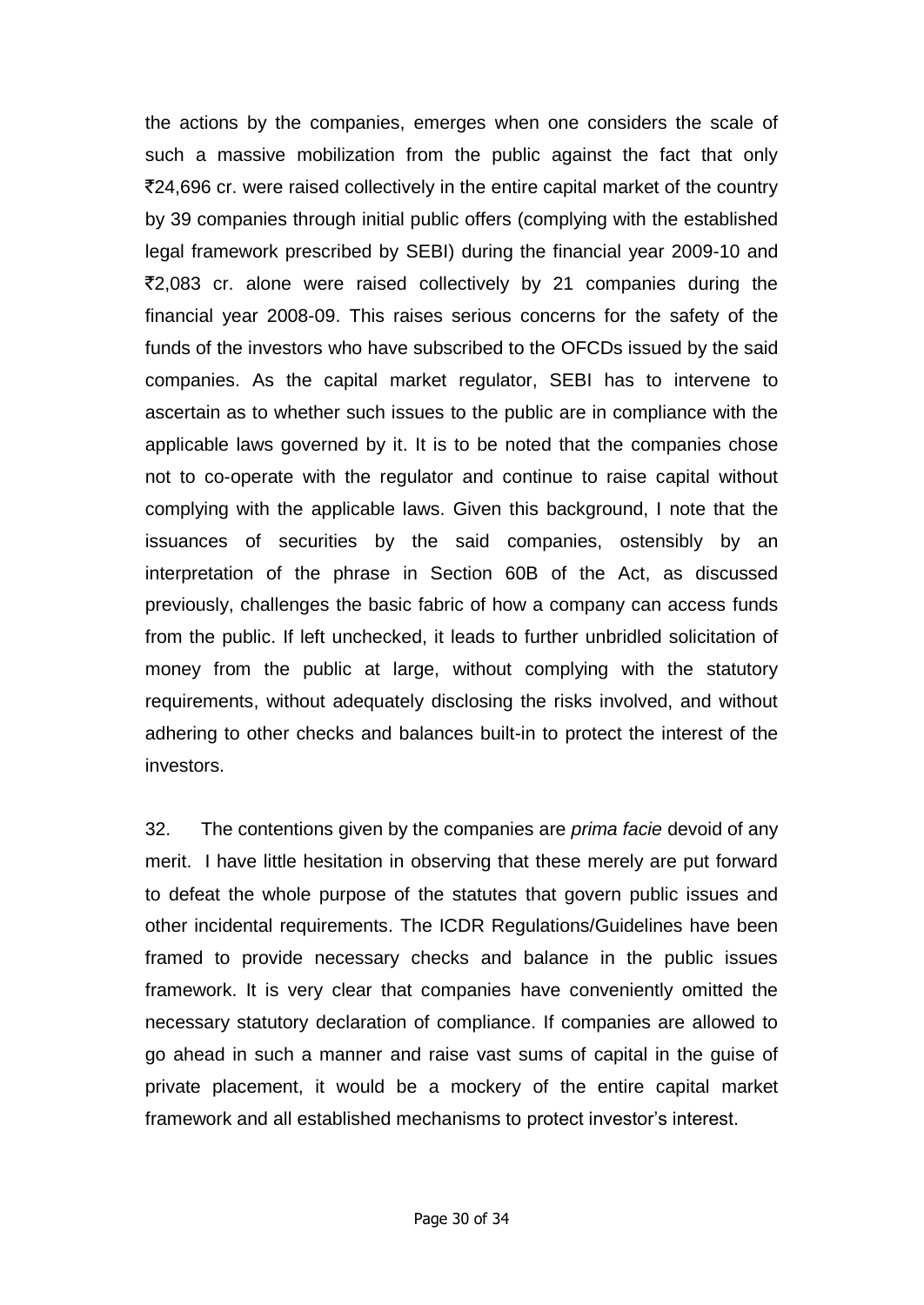the actions by the companies, emerges when one considers the scale of such a massive mobilization from the public against the fact that only ₹24,696 cr. were raised collectively in the entire capital market of the country by 39 companies through initial public offers (complying with the established legal framework prescribed by SEBI) during the financial year 2009-10 and ₹2,083 cr. alone were raised collectively by 21 companies during the financial year 2008-09. This raises serious concerns for the safety of the funds of the investors who have subscribed to the OFCDs issued by the said companies. As the capital market regulator, SEBI has to intervene to ascertain as to whether such issues to the public are in compliance with the applicable laws governed by it. It is to be noted that the companies chose not to co-operate with the regulator and continue to raise capital without complying with the applicable laws. Given this background, I note that the issuances of securities by the said companies, ostensibly by an interpretation of the phrase in Section 60B of the Act, as discussed previously, challenges the basic fabric of how a company can access funds from the public. If left unchecked, it leads to further unbridled solicitation of money from the public at large, without complying with the statutory requirements, without adequately disclosing the risks involved, and without adhering to other checks and balances built-in to protect the interest of the investors.

32. The contentions given by the companies are *prima facie* devoid of any merit. I have little hesitation in observing that these merely are put forward to defeat the whole purpose of the statutes that govern public issues and other incidental requirements. The ICDR Regulations/Guidelines have been framed to provide necessary checks and balance in the public issues framework. It is very clear that companies have conveniently omitted the necessary statutory declaration of compliance. If companies are allowed to go ahead in such a manner and raise vast sums of capital in the guise of private placement, it would be a mockery of the entire capital market framework and all established mechanisms to protect investor's interest.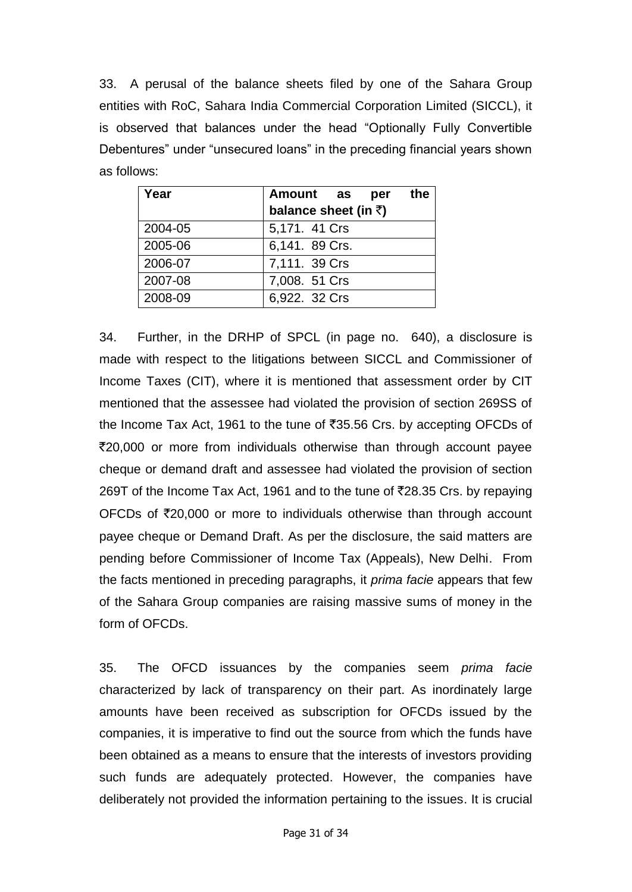33. A perusal of the balance sheets filed by one of the Sahara Group entities with RoC, Sahara India Commercial Corporation Limited (SICCL), it is observed that balances under the head "Optionally Fully Convertible Debentures" under "unsecured loans" in the preceding financial years shown as follows:

| **Year** | **Amount as per the balance sheet (in ₹)** |
|---|---|
| 2004-05 | 5,171. 41 Crs |
| 2005-06 | 6,141. 89 Crs. |
| 2006-07 | 7,111. 39 Crs |
| 2007-08 | 7,008. 51 Crs |
| 2008-09 | 6,922. 32 Crs |

34. Further, in the DRHP of SPCL (in page no. 640), a disclosure is made with respect to the litigations between SICCL and Commissioner of Income Taxes (CIT), where it is mentioned that assessment order by CIT mentioned that the assessee had violated the provision of section 269SS of the Income Tax Act, 1961 to the tune of ₹35.56 Crs. by accepting OFCDs of ₹20,000 or more from individuals otherwise than through account payee cheque or demand draft and assessee had violated the provision of section 269T of the Income Tax Act, 1961 and to the tune of ₹28.35 Crs. by repaying OFCDs of ₹20,000 or more to individuals otherwise than through account payee cheque or Demand Draft. As per the disclosure, the said matters are pending before Commissioner of Income Tax (Appeals), New Delhi. From the facts mentioned in preceding paragraphs, it *prima facie* appears that few of the Sahara Group companies are raising massive sums of money in the form of OFCDs.

35. The OFCD issuances by the companies seem *prima facie* characterized by lack of transparency on their part. As inordinately large amounts have been received as subscription for OFCDs issued by the companies, it is imperative to find out the source from which the funds have been obtained as a means to ensure that the interests of investors providing such funds are adequately protected. However, the companies have deliberately not provided the information pertaining to the issues. It is crucial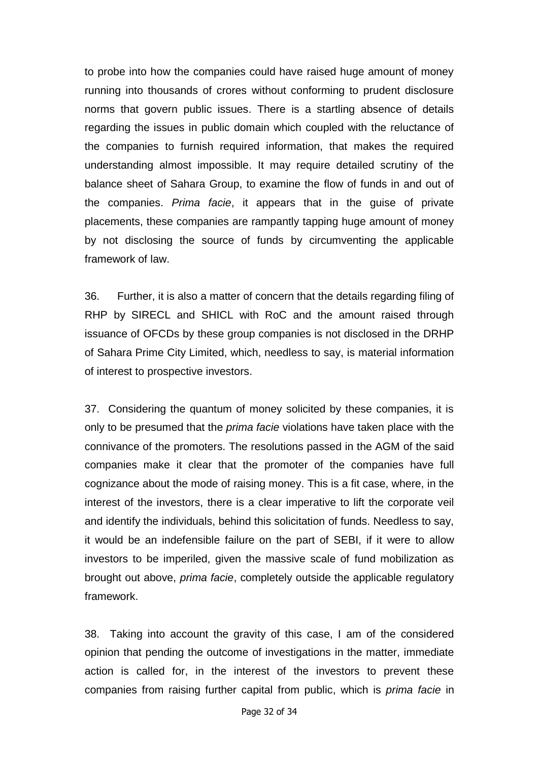to probe into how the companies could have raised huge amount of money running into thousands of crores without conforming to prudent disclosure norms that govern public issues. There is a startling absence of details regarding the issues in public domain which coupled with the reluctance of the companies to furnish required information, that makes the required understanding almost impossible. It may require detailed scrutiny of the balance sheet of Sahara Group, to examine the flow of funds in and out of the companies. *Prima facie*, it appears that in the guise of private placements, these companies are rampantly tapping huge amount of money by not disclosing the source of funds by circumventing the applicable framework of law.

36. Further, it is also a matter of concern that the details regarding filing of RHP by SIRECL and SHICL with RoC and the amount raised through issuance of OFCDs by these group companies is not disclosed in the DRHP of Sahara Prime City Limited, which, needless to say, is material information of interest to prospective investors.

37. Considering the quantum of money solicited by these companies, it is only to be presumed that the *prima facie* violations have taken place with the connivance of the promoters. The resolutions passed in the AGM of the said companies make it clear that the promoter of the companies have full cognizance about the mode of raising money. This is a fit case, where, in the interest of the investors, there is a clear imperative to lift the corporate veil and identify the individuals, behind this solicitation of funds. Needless to say, it would be an indefensible failure on the part of SEBI, if it were to allow investors to be imperiled, given the massive scale of fund mobilization as brought out above, *prima facie*, completely outside the applicable regulatory framework.

38. Taking into account the gravity of this case, I am of the considered opinion that pending the outcome of investigations in the matter, immediate action is called for, in the interest of the investors to prevent these companies from raising further capital from public, which is *prima facie* in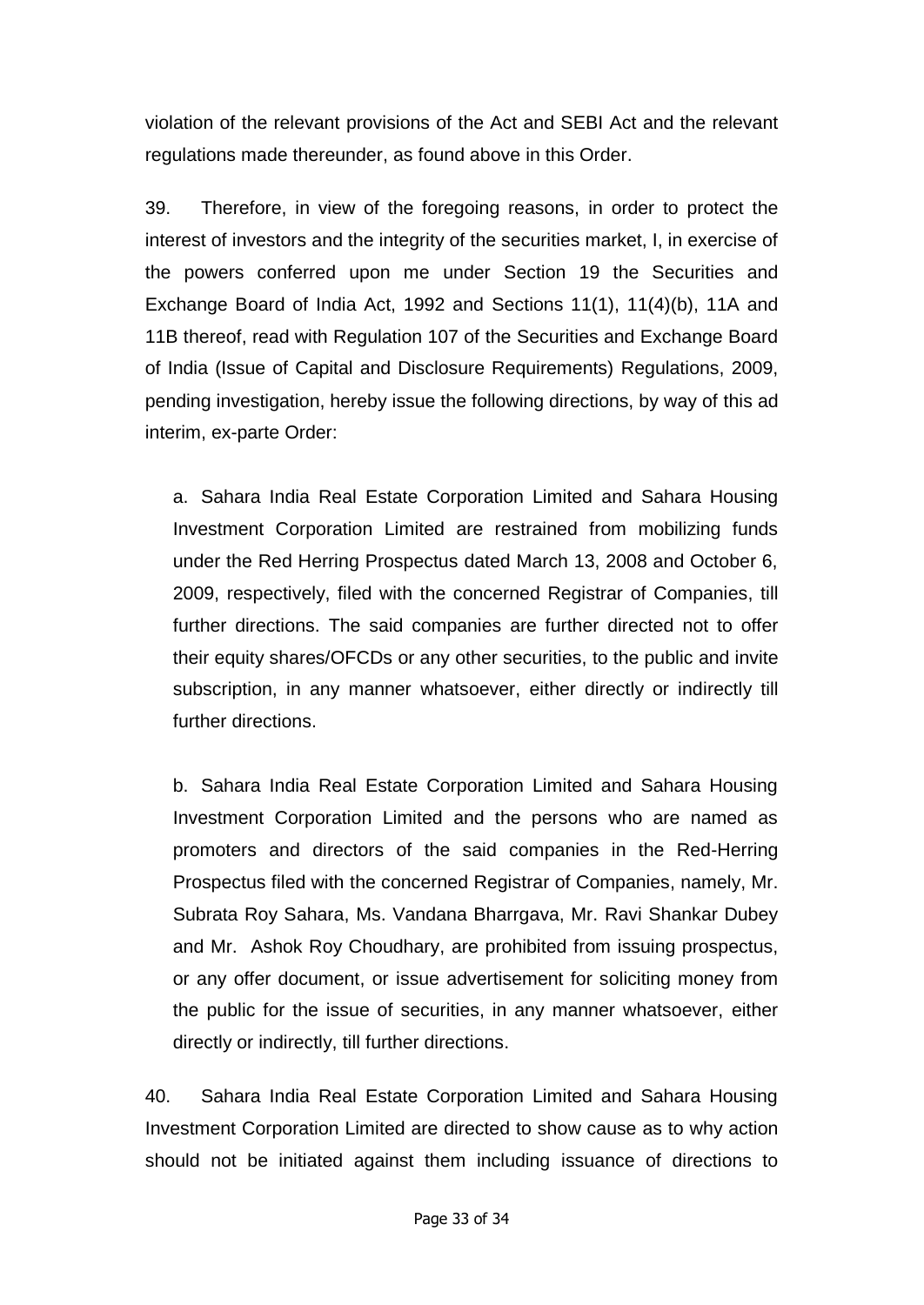violation of the relevant provisions of the Act and SEBI Act and the relevant regulations made thereunder, as found above in this Order.

39. Therefore, in view of the foregoing reasons, in order to protect the interest of investors and the integrity of the securities market, I, in exercise of the powers conferred upon me under Section 19 the Securities and Exchange Board of India Act, 1992 and Sections 11(1), 11(4)(b), 11A and 11B thereof, read with Regulation 107 of the Securities and Exchange Board of India (Issue of Capital and Disclosure Requirements) Regulations, 2009, pending investigation, hereby issue the following directions, by way of this ad interim, ex-parte Order:

a. Sahara India Real Estate Corporation Limited and Sahara Housing Investment Corporation Limited are restrained from mobilizing funds under the Red Herring Prospectus dated March 13, 2008 and October 6, 2009, respectively, filed with the concerned Registrar of Companies, till further directions. The said companies are further directed not to offer their equity shares/OFCDs or any other securities, to the public and invite subscription, in any manner whatsoever, either directly or indirectly till further directions.

b. Sahara India Real Estate Corporation Limited and Sahara Housing Investment Corporation Limited and the persons who are named as promoters and directors of the said companies in the Red-Herring Prospectus filed with the concerned Registrar of Companies, namely, Mr. Subrata Roy Sahara, Ms. Vandana Bharrgava, Mr. Ravi Shankar Dubey and Mr. Ashok Roy Choudhary, are prohibited from issuing prospectus, or any offer document, or issue advertisement for soliciting money from the public for the issue of securities, in any manner whatsoever, either directly or indirectly, till further directions.

40. Sahara India Real Estate Corporation Limited and Sahara Housing Investment Corporation Limited are directed to show cause as to why action should not be initiated against them including issuance of directions to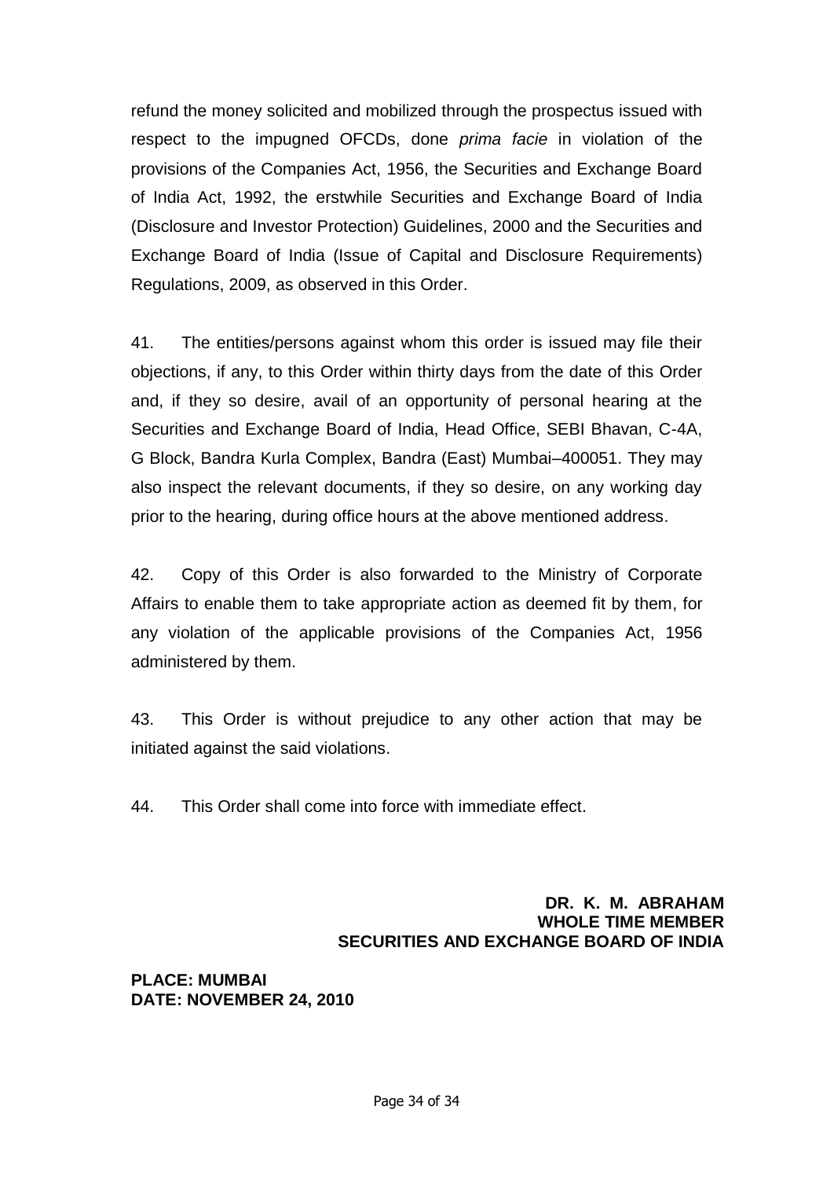refund the money solicited and mobilized through the prospectus issued with respect to the impugned OFCDs, done *prima facie* in violation of the provisions of the Companies Act, 1956, the Securities and Exchange Board of India Act, 1992, the erstwhile Securities and Exchange Board of India (Disclosure and Investor Protection) Guidelines, 2000 and the Securities and Exchange Board of India (Issue of Capital and Disclosure Requirements) Regulations, 2009, as observed in this Order.

41. The entities/persons against whom this order is issued may file their objections, if any, to this Order within thirty days from the date of this Order and, if they so desire, avail of an opportunity of personal hearing at the Securities and Exchange Board of India, Head Office, SEBI Bhavan, C-4A, G Block, Bandra Kurla Complex, Bandra (East) Mumbai–400051. They may also inspect the relevant documents, if they so desire, on any working day prior to the hearing, during office hours at the above mentioned address.

42. Copy of this Order is also forwarded to the Ministry of Corporate Affairs to enable them to take appropriate action as deemed fit by them, for any violation of the applicable provisions of the Companies Act, 1956 administered by them.

43. This Order is without prejudice to any other action that may be initiated against the said violations.

44. This Order shall come into force with immediate effect.

**DR. K. M. ABRAHAM**
**WHOLE TIME MEMBER**
**SECURITIES AND EXCHANGE BOARD OF INDIA**

**PLACE: MUMBAI**
**DATE: NOVEMBER 24, 2010**